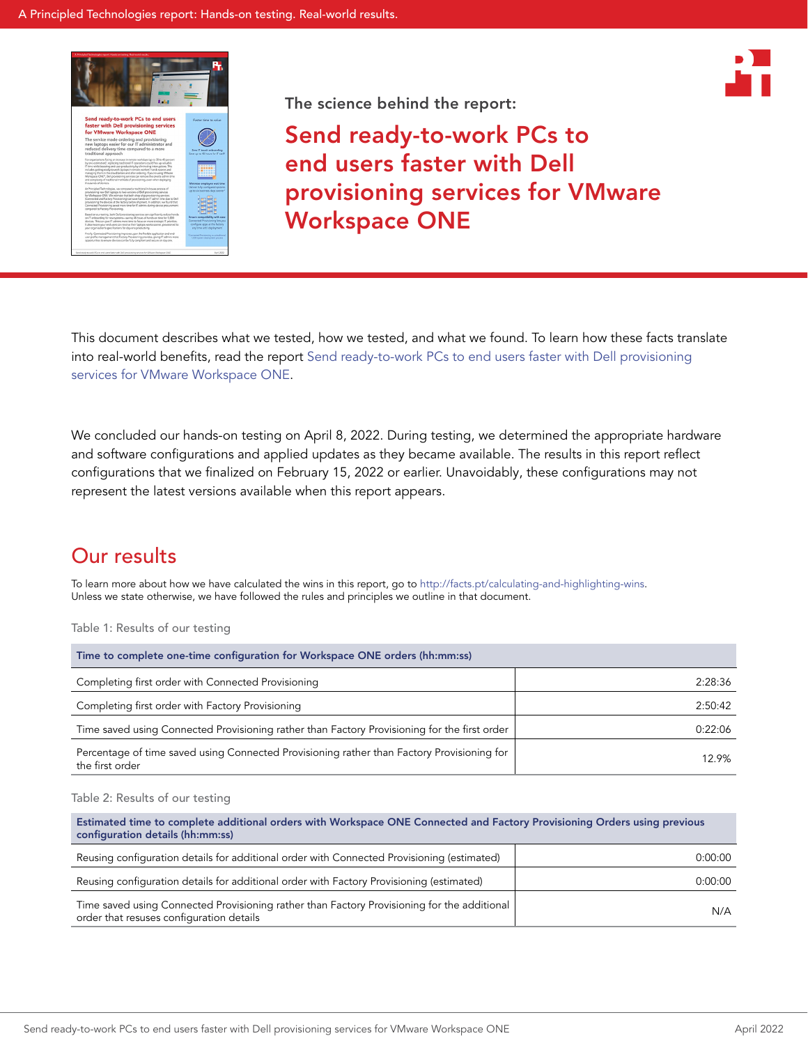The science behind the report:

# Send ready-to-work PCs to end users faster with Dell provisioning services for VMware Workspace ONE

This document describes what we tested, how we tested, and what we found. To learn how these facts translate into real-world benefits, read the report Send ready-to-work PCs to end users faster with Dell provisioning services for VMware Workspace ONE.

We concluded our hands-on testing on April 8, 2022. During testing, we determined the appropriate hardware and software configurations and applied updates as they became available. The results in this report reflect configurations that we finalized on February 15, 2022 or earlier. Unavoidably, these configurations may not represent the latest versions available when this report appears.

## Our results

To learn more about how we have calculated the wins in this report, go to http://facts.pt/calculating-and-highlighting-wins. Unless we state otherwise, we have followed the rules and principles we outline in that document.

Table 1: Results of our testing

| Time to complete one-time configuration for Workspace ONE orders (hh:mm:ss) | |
|---|---|
| Completing first order with Connected Provisioning | 2:28:36 |
| Completing first order with Factory Provisioning | 2:50:42 |
| Time saved using Connected Provisioning rather than Factory Provisioning for the first order | 0:22:06 |
| Percentage of time saved using Connected Provisioning rather than Factory Provisioning for the first order | 12.9% |

Table 2: Results of our testing

| Estimated time to complete additional orders with Workspace ONE Connected and Factory Provisioning Orders using previous configuration details (hh:mm:ss) | |
|---|---|
| Reusing configuration details for additional order with Connected Provisioning (estimated) | 0:00:00 |
| Reusing configuration details for additional order with Factory Provisioning (estimated) | 0:00:00 |
| Time saved using Connected Provisioning rather than Factory Provisioning for the additional order that resuses configuration details | N/A |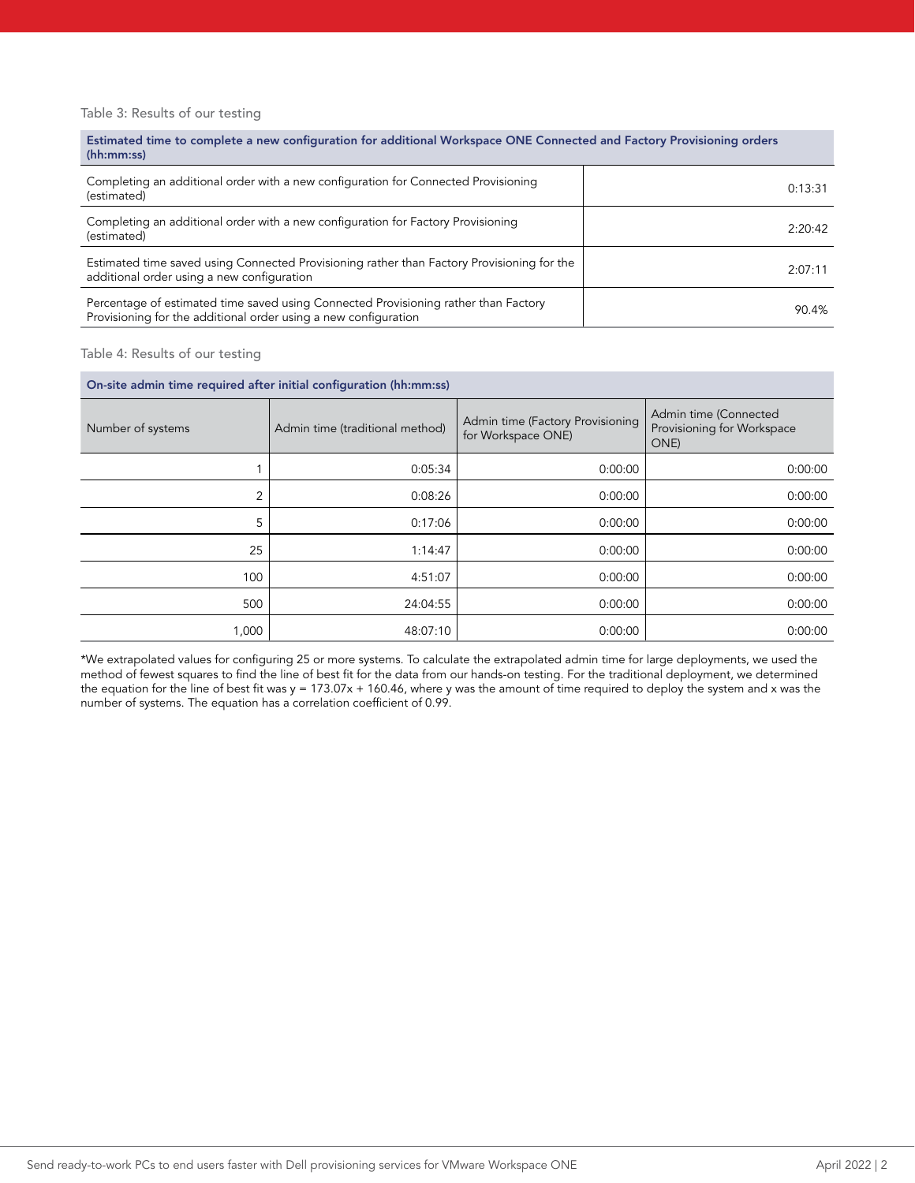Table 3: Results of our testing

| Estimated time to complete a new configuration for additional Workspace ONE Connected and Factory Provisioning orders (hh:mm:ss) | |
|---|---|
| Completing an additional order with a new configuration for Connected Provisioning (estimated) | 0:13:31 |
| Completing an additional order with a new configuration for Factory Provisioning (estimated) | 2:20:42 |
| Estimated time saved using Connected Provisioning rather than Factory Provisioning for the additional order using a new configuration | 2:07:11 |
| Percentage of estimated time saved using Connected Provisioning rather than Factory Provisioning for the additional order using a new configuration | 90.4% |

Table 4: Results of our testing

| On-site admin time required after initial configuration (hh:mm:ss) | | | |
|---|---|---|---|
| Number of systems | Admin time (traditional method) | Admin time (Factory Provisioning for Workspace ONE) | Admin time (Connected Provisioning for Workspace ONE) |
| 1 | 0:05:34 | 0:00:00 | 0:00:00 |
| 2 | 0:08:26 | 0:00:00 | 0:00:00 |
| 5 | 0:17:06 | 0:00:00 | 0:00:00 |
| 25 | 1:14:47 | 0:00:00 | 0:00:00 |
| 100 | 4:51:07 | 0:00:00 | 0:00:00 |
| 500 | 24:04:55 | 0:00:00 | 0:00:00 |
| 1,000 | 48:07:10 | 0:00:00 | 0:00:00 |

*We extrapolated values for configuring 25 or more systems. To calculate the extrapolated admin time for large deployments, we used the method of fewest squares to find the line of best fit for the data from our hands-on testing. For the traditional deployment, we determined the equation for the line of best fit was $y = 173.07x + 160.46$, where y was the amount of time required to deploy the system and x was the number of systems. The equation has a correlation coefficient of 0.99.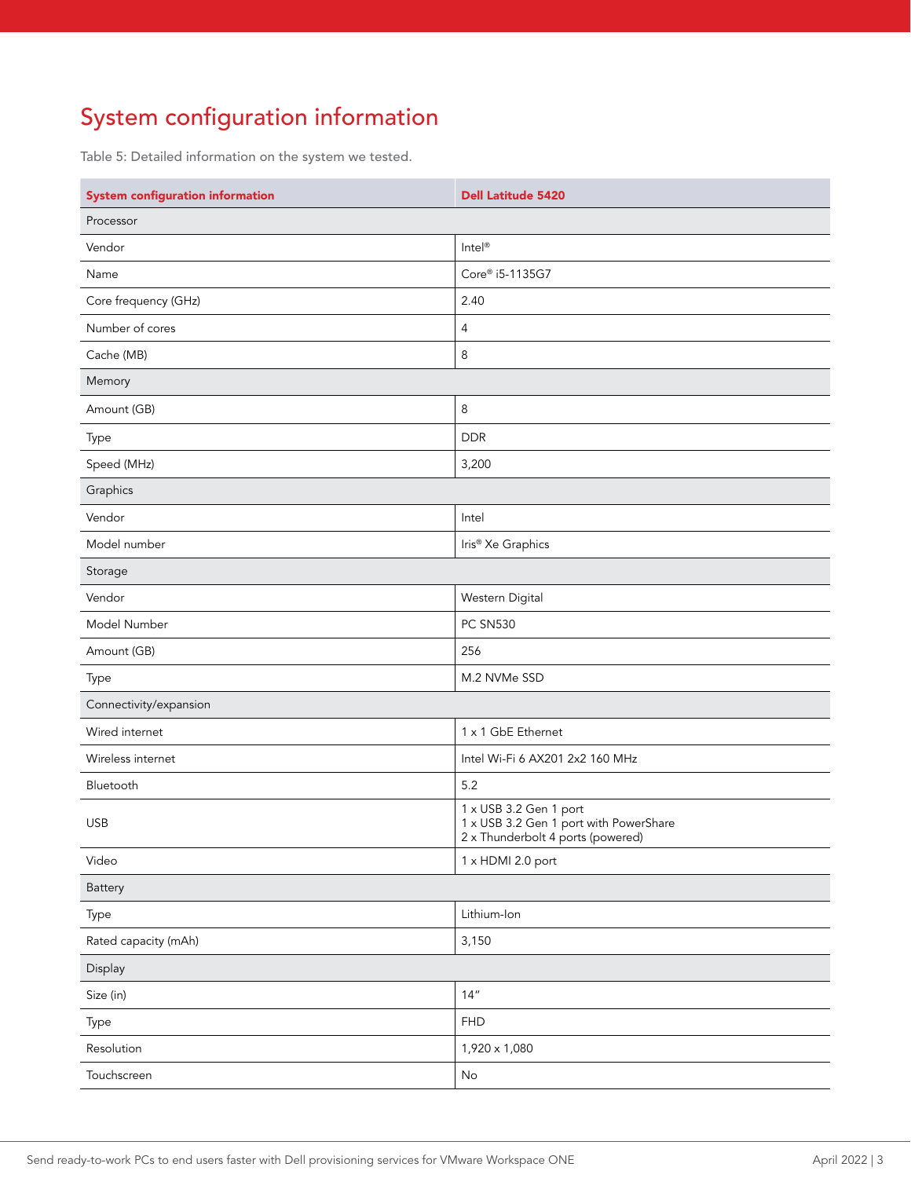# System configuration information

Table 5: Detailed information on the system we tested.

| System configuration information | Dell Latitude 5420 |
|---|---|
| Processor | |
| Vendor | Intel® |
| Name | Core® i5-1135G7 |
| Core frequency (GHz) | 2.40 |
| Number of cores | 4 |
| Cache (MB) | 8 |
| Memory | |
| Amount (GB) | 8 |
| Type | DDR |
| Speed (MHz) | 3,200 |
| Graphics | |
| Vendor | Intel |
| Model number | Iris® Xe Graphics |
| Storage | |
| Vendor | Western Digital |
| Model Number | PC SN530 |
| Amount (GB) | 256 |
| Type | M.2 NVMe SSD |
| Connectivity/expansion | |
| Wired internet | 1 x 1 GbE Ethernet |
| Wireless internet | Intel Wi-Fi 6 AX201 2x2 160 MHz |
| Bluetooth | 5.2 |
| USB | 1 x USB 3.2 Gen 1 port<br>1 x USB 3.2 Gen 1 port with PowerShare<br>2 x Thunderbolt 4 ports (powered) |
| Video | 1 x HDMI 2.0 port |
| Battery | |
| Type | Lithium-Ion |
| Rated capacity (mAh) | 3,150 |
| Display | |
| Size (in) | 14" |
| Type | FHD |
| Resolution | 1,920 x 1,080 |
| Touchscreen | No |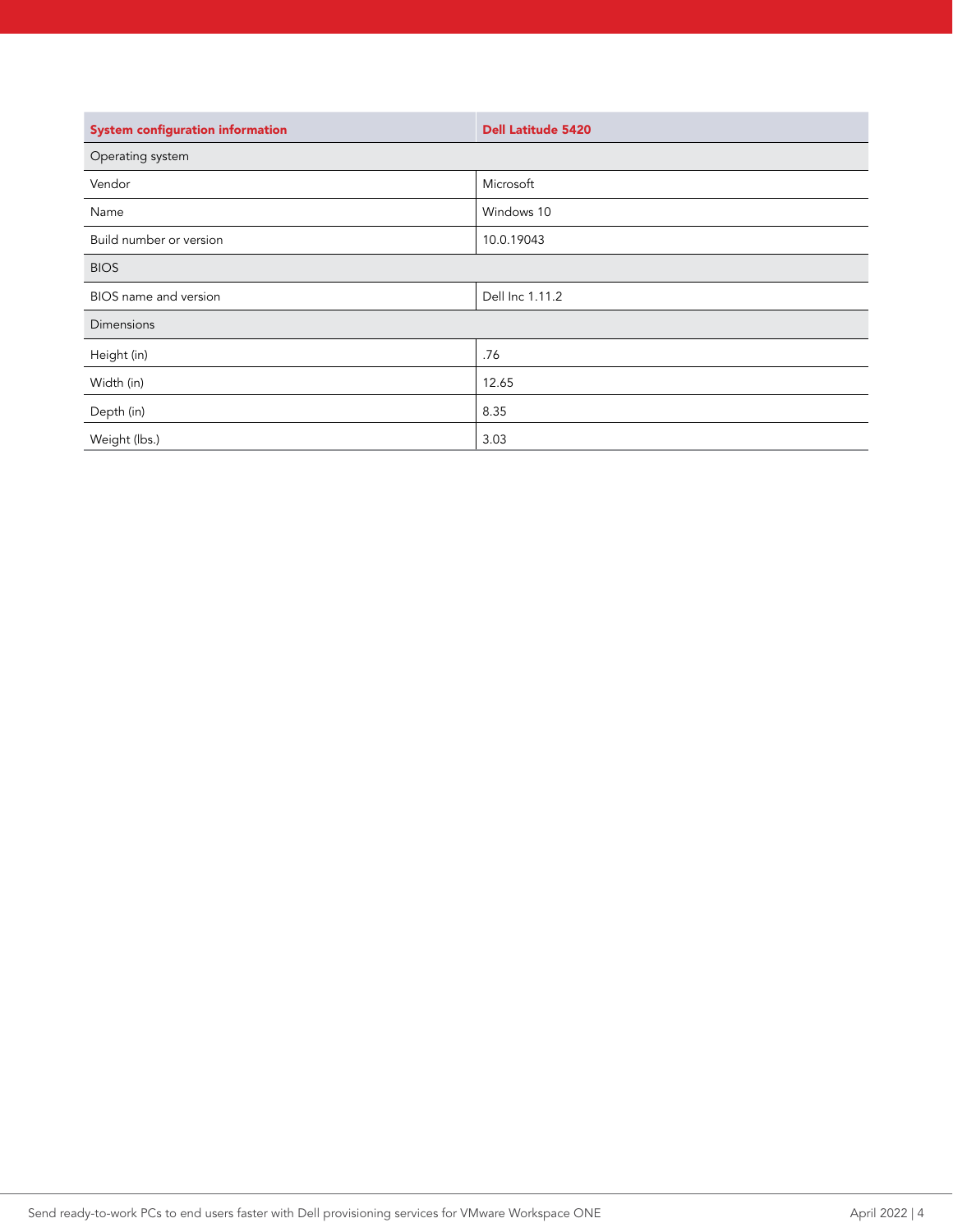| System configuration information | Dell Latitude 5420 |
| --- | --- |
| Operating system | |
| Vendor | Microsoft |
| Name | Windows 10 |
| Build number or version | 10.0.19043 |
| BIOS | |
| BIOS name and version | Dell Inc 1.11.2 |
| Dimensions | |
| Height (in) | .76 |
| Width (in) | 12.65 |
| Depth (in) | 8.35 |
| Weight (lbs.) | 3.03 |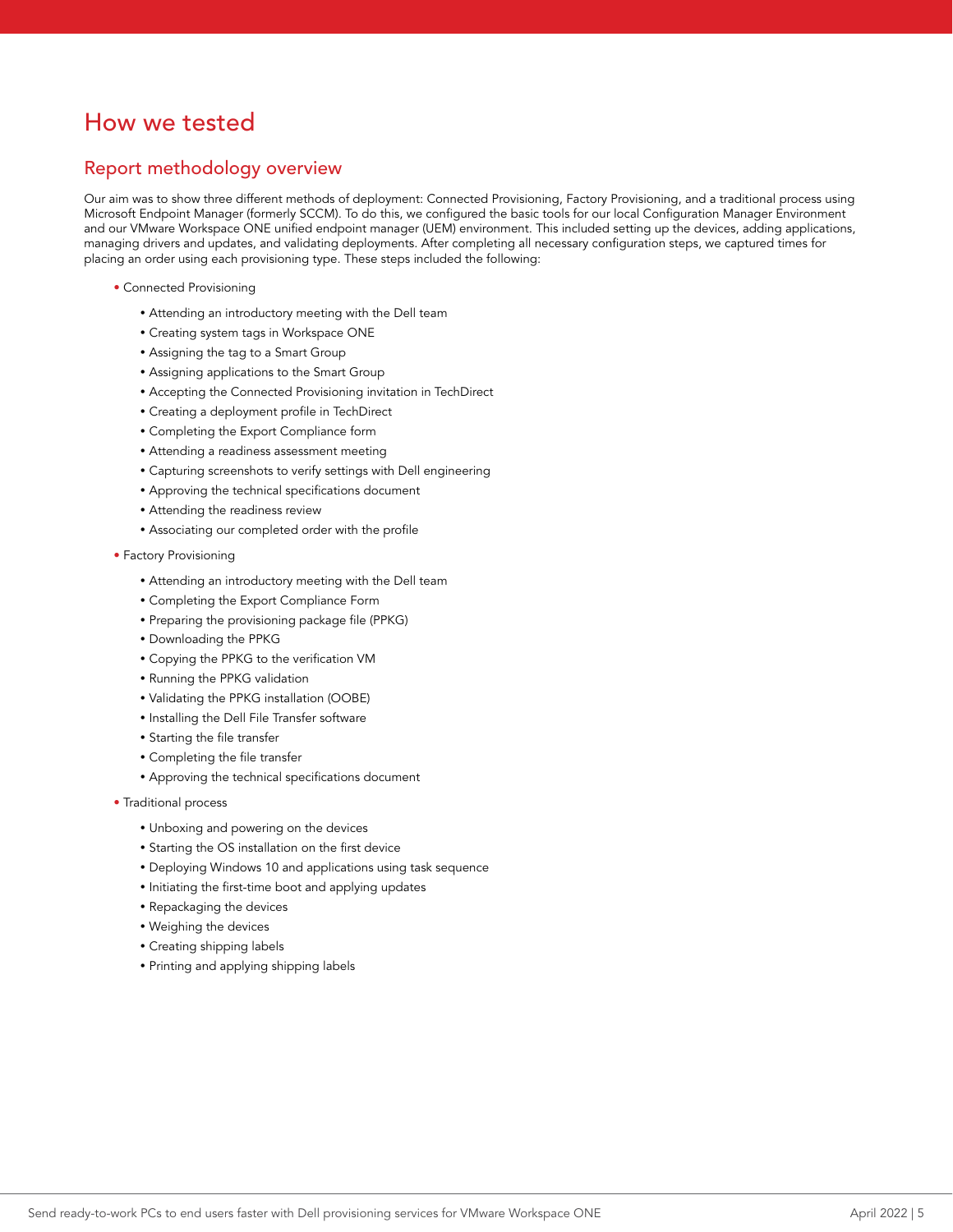# How we tested

## Report methodology overview

Our aim was to show three different methods of deployment: Connected Provisioning, Factory Provisioning, and a traditional process using Microsoft Endpoint Manager (formerly SCCM). To do this, we configured the basic tools for our local Configuration Manager Environment and our VMware Workspace ONE unified endpoint manager (UEM) environment. This included setting up the devices, adding applications, managing drivers and updates, and validating deployments. After completing all necessary configuration steps, we captured times for placing an order using each provisioning type. These steps included the following:

- Connected Provisioning
  - Attending an introductory meeting with the Dell team
  - Creating system tags in Workspace ONE
  - Assigning the tag to a Smart Group
  - Assigning applications to the Smart Group
  - Accepting the Connected Provisioning invitation in TechDirect
  - Creating a deployment profile in TechDirect
  - Completing the Export Compliance form
  - Attending a readiness assessment meeting
  - Capturing screenshots to verify settings with Dell engineering
  - Approving the technical specifications document
  - Attending the readiness review
  - Associating our completed order with the profile
- Factory Provisioning
  - Attending an introductory meeting with the Dell team
  - Completing the Export Compliance Form
  - Preparing the provisioning package file (PPKG)
  - Downloading the PPKG
  - Copying the PPKG to the verification VM
  - Running the PPKG validation
  - Validating the PPKG installation (OOBE)
  - Installing the Dell File Transfer software
  - Starting the file transfer
  - Completing the file transfer
  - Approving the technical specifications document
- Traditional process
  - Unboxing and powering on the devices
  - Starting the OS installation on the first device
  - Deploying Windows 10 and applications using task sequence
  - Initiating the first-time boot and applying updates
  - Repackaging the devices
  - Weighing the devices
  - Creating shipping labels
  - Printing and applying shipping labels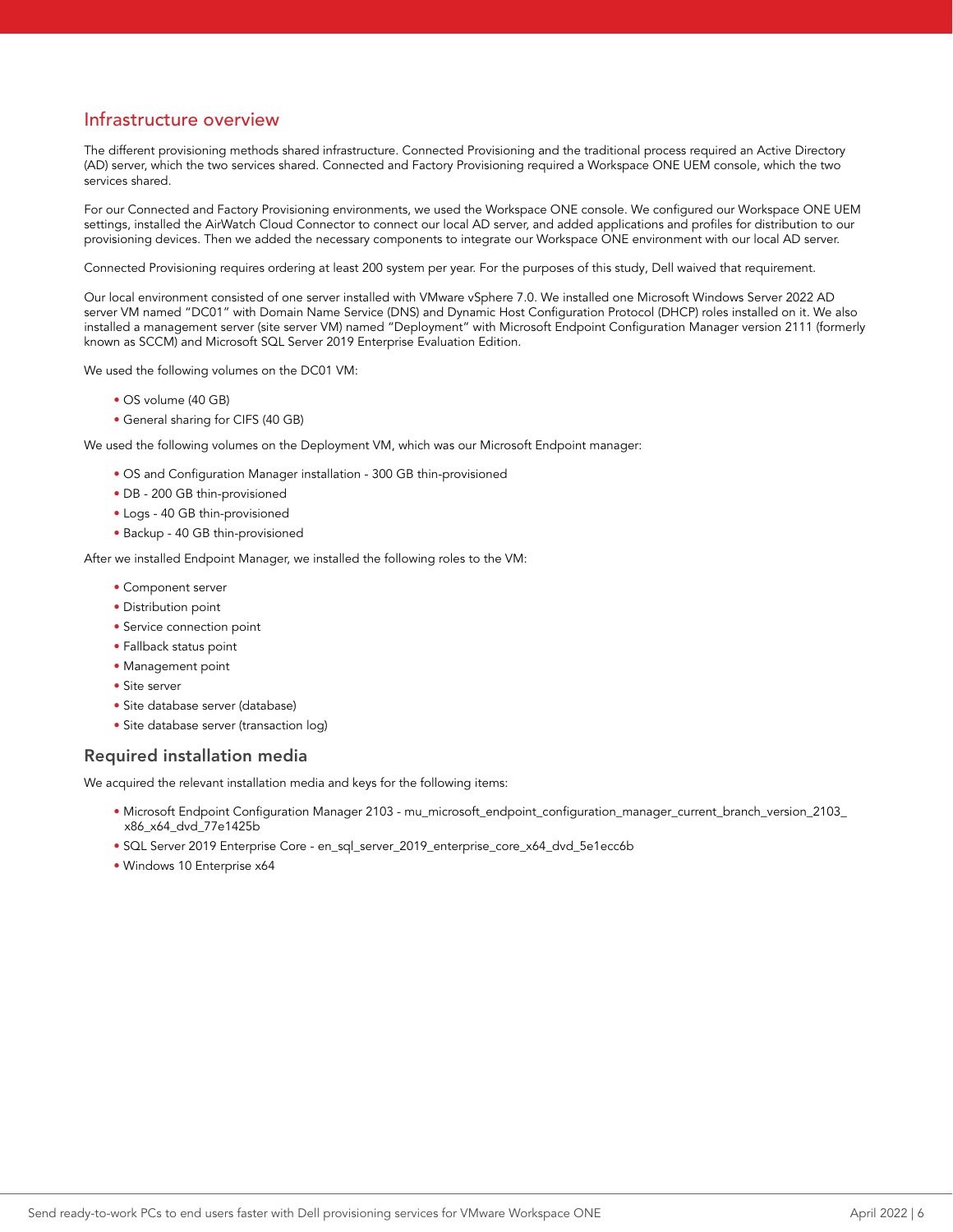## Infrastructure overview

The different provisioning methods shared infrastructure. Connected Provisioning and the traditional process required an Active Directory (AD) server, which the two services shared. Connected and Factory Provisioning required a Workspace ONE UEM console, which the two services shared.

For our Connected and Factory Provisioning environments, we used the Workspace ONE console. We configured our Workspace ONE UEM settings, installed the AirWatch Cloud Connector to connect our local AD server, and added applications and profiles for distribution to our provisioning devices. Then we added the necessary components to integrate our Workspace ONE environment with our local AD server.

Connected Provisioning requires ordering at least 200 system per year. For the purposes of this study, Dell waived that requirement.

Our local environment consisted of one server installed with VMware vSphere 7.0. We installed one Microsoft Windows Server 2022 AD server VM named "DC01" with Domain Name Service (DNS) and Dynamic Host Configuration Protocol (DHCP) roles installed on it. We also installed a management server (site server VM) named "Deployment" with Microsoft Endpoint Configuration Manager version 2111 (formerly known as SCCM) and Microsoft SQL Server 2019 Enterprise Evaluation Edition.

We used the following volumes on the DC01 VM:

- OS volume (40 GB)
- General sharing for CIFS (40 GB)

We used the following volumes on the Deployment VM, which was our Microsoft Endpoint manager:

- OS and Configuration Manager installation - 300 GB thin-provisioned
- DB - 200 GB thin-provisioned
- Logs - 40 GB thin-provisioned
- Backup - 40 GB thin-provisioned

After we installed Endpoint Manager, we installed the following roles to the VM:

- Component server
- Distribution point
- Service connection point
- Fallback status point
- Management point
- Site server
- Site database server (database)
- Site database server (transaction log)

### Required installation media

We acquired the relevant installation media and keys for the following items:

- Microsoft Endpoint Configuration Manager 2103 - mu_microsoft_endpoint_configuration_manager_current_branch_version_2103_x86_x64_dvd_77e1425b
- SQL Server 2019 Enterprise Core - en_sql_server_2019_enterprise_core_x64_dvd_5e1ecc6b
- Windows 10 Enterprise x64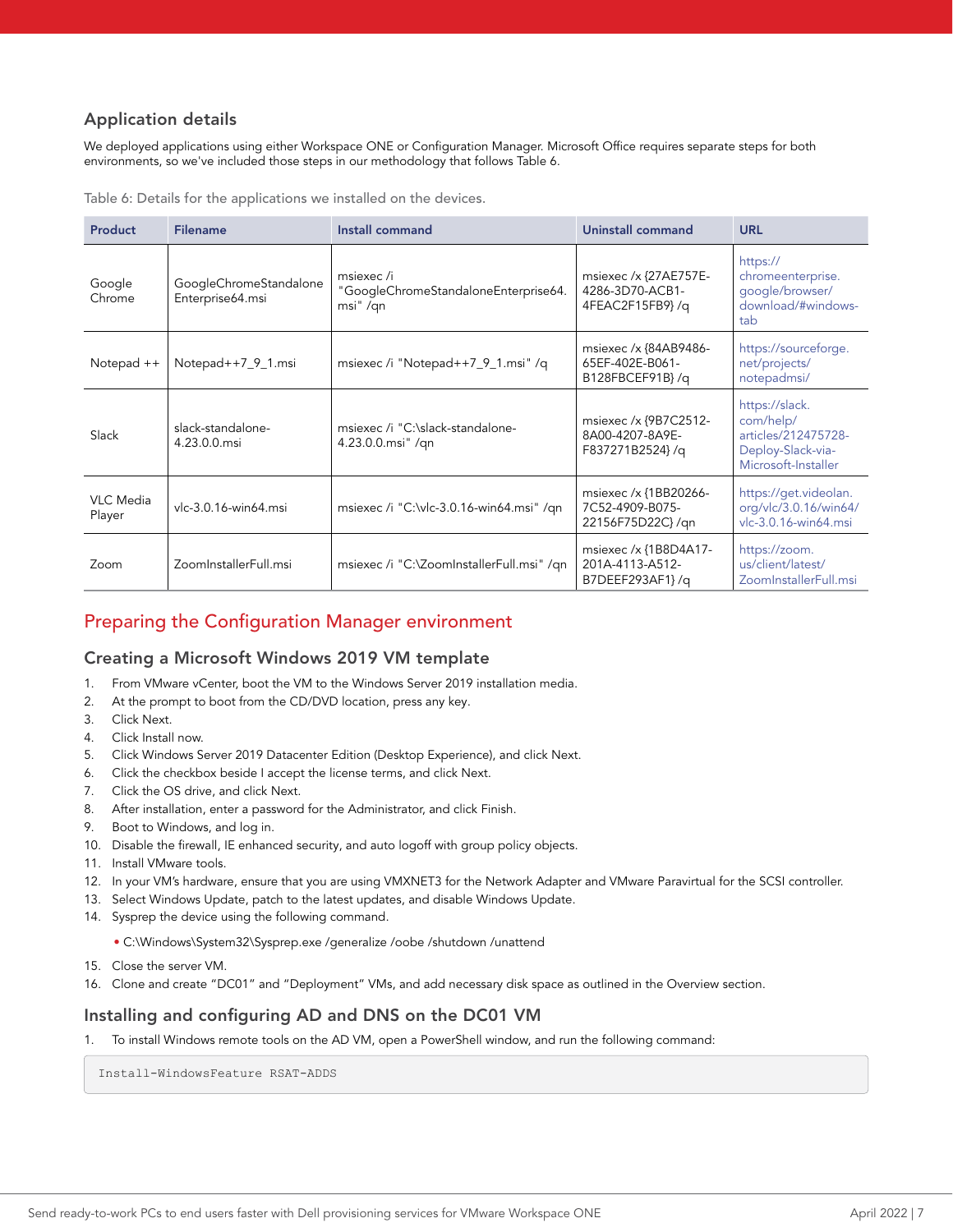## Application details

We deployed applications using either Workspace ONE or Configuration Manager. Microsoft Office requires separate steps for both environments, so we've included those steps in our methodology that follows Table 6.

Table 6: Details for the applications we installed on the devices.

| Product | Filename | Install command | Uninstall command | URL |
|---|---|---|---|---|
| Google Chrome | GoogleChromeStandaloneEnterprise64.msi | msiexec /i "GoogleChromeStandaloneEnterprise64.msi" /qn | msiexec /x {27AE757E-4286-3D70-ACB1-4FEAC2F15FB9} /q | https://chromeenterprise.google/browser/download/#windows-tab |
| Notepad ++ | Notepad++7_9_1.msi | msiexec /i "Notepad++7_9_1.msi" /q | msiexec /x {84AB9486-65EF-402E-B061-B128FBCEF91B} /q | https://sourceforge.net/projects/notepadmsi/ |
| Slack | slack-standalone-4.23.0.0.msi | msiexec /i "C:\slack-standalone-4.23.0.0.msi" /qn | msiexec /x {9B7C2512-8A00-4207-8A9E-F837271B2524} /q | https://slack.com/help/articles/212475728-Deploy-Slack-via-Microsoft-Installer |
| VLC Media Player | vlc-3.0.16-win64.msi | msiexec /i "C:\vlc-3.0.16-win64.msi" /qn | msiexec /x {1BB20266-7C52-4909-B075-22156F75D22C} /qn | https://get.videolan.org/vlc/3.0.16/win64/vlc-3.0.16-win64.msi |
| Zoom | ZoomInstallerFull.msi | msiexec /i "C:\ZoomInstallerFull.msi" /qn | msiexec /x {1B8D4A17-201A-4113-A512-B7DEEF293AF1} /q | https://zoom.us/client/latest/ZoomInstallerFull.msi |

## Preparing the Configuration Manager environment

### Creating a Microsoft Windows 2019 VM template

1. From VMware vCenter, boot the VM to the Windows Server 2019 installation media.
2. At the prompt to boot from the CD/DVD location, press any key.
3. Click Next.
4. Click Install now.
5. Click Windows Server 2019 Datacenter Edition (Desktop Experience), and click Next.
6. Click the checkbox beside I accept the license terms, and click Next.
7. Click the OS drive, and click Next.
8. After installation, enter a password for the Administrator, and click Finish.
9. Boot to Windows, and log in.
10. Disable the firewall, IE enhanced security, and auto logoff with group policy objects.
11. Install VMware tools.
12. In your VM's hardware, ensure that you are using VMXNET3 for the Network Adapter and VMware Paravirtual for the SCSI controller.
13. Select Windows Update, patch to the latest updates, and disable Windows Update.
14. Sysprep the device using the following command.
    - C:\Windows\System32\Sysprep.exe /generalize /oobe /shutdown /unattend
15. Close the server VM.
16. Clone and create "DC01" and "Deployment" VMs, and add necessary disk space as outlined in the Overview section.

### Installing and configuring AD and DNS on the DC01 VM

1. To install Windows remote tools on the AD VM, open a PowerShell window, and run the following command:

```
Install-WindowsFeature RSAT-ADDS
```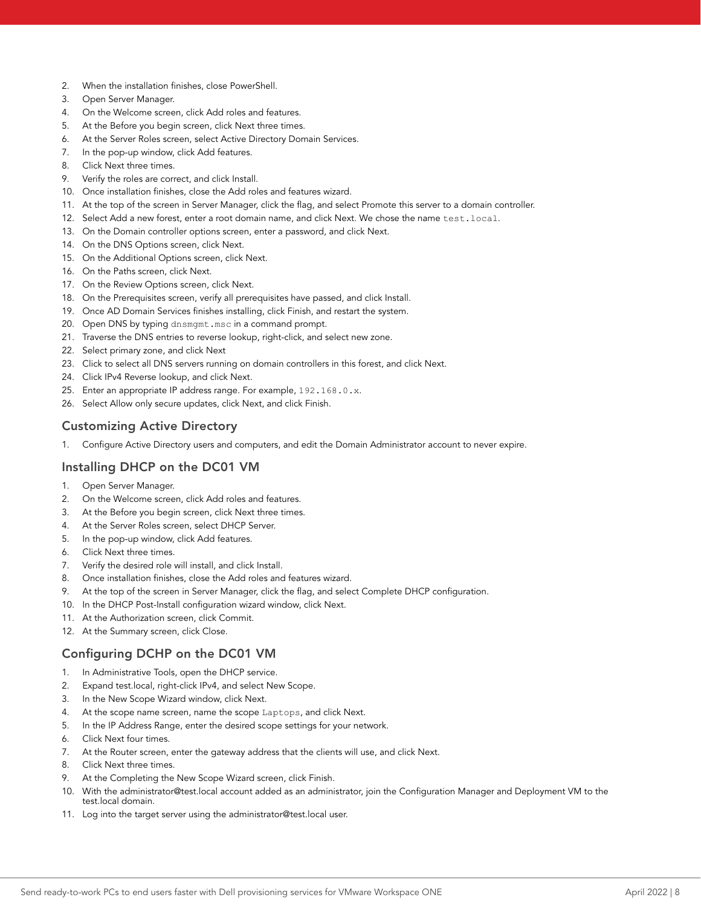2. When the installation finishes, close PowerShell.
3. Open Server Manager.
4. On the Welcome screen, click Add roles and features.
5. At the Before you begin screen, click Next three times.
6. At the Server Roles screen, select Active Directory Domain Services.
7. In the pop-up window, click Add features.
8. Click Next three times.
9. Verify the roles are correct, and click Install.
10. Once installation finishes, close the Add roles and features wizard.
11. At the top of the screen in Server Manager, click the flag, and select Promote this server to a domain controller.
12. Select Add a new forest, enter a root domain name, and click Next. We chose the name `test.local`.
13. On the Domain controller options screen, enter a password, and click Next.
14. On the DNS Options screen, click Next.
15. On the Additional Options screen, click Next.
16. On the Paths screen, click Next.
17. On the Review Options screen, click Next.
18. On the Prerequisites screen, verify all prerequisites have passed, and click Install.
19. Once AD Domain Services finishes installing, click Finish, and restart the system.
20. Open DNS by typing `dnsmgmt.msc` in a command prompt.
21. Traverse the DNS entries to reverse lookup, right-click, and select new zone.
22. Select primary zone, and click Next
23. Click to select all DNS servers running on domain controllers in this forest, and click Next.
24. Click IPv4 Reverse lookup, and click Next.
25. Enter an appropriate IP address range. For example, `192.168.0.x`.
26. Select Allow only secure updates, click Next, and click Finish.

### Customizing Active Directory

1. Configure Active Directory users and computers, and edit the Domain Administrator account to never expire.

### Installing DHCP on the DC01 VM

1. Open Server Manager.
2. On the Welcome screen, click Add roles and features.
3. At the Before you begin screen, click Next three times.
4. At the Server Roles screen, select DHCP Server.
5. In the pop-up window, click Add features.
6. Click Next three times.
7. Verify the desired role will install, and click Install.
8. Once installation finishes, close the Add roles and features wizard.
9. At the top of the screen in Server Manager, click the flag, and select Complete DHCP configuration.
10. In the DHCP Post-Install configuration wizard window, click Next.
11. At the Authorization screen, click Commit.
12. At the Summary screen, click Close.

### Configuring DCHP on the DC01 VM

1. In Administrative Tools, open the DHCP service.
2. Expand test.local, right-click IPv4, and select New Scope.
3. In the New Scope Wizard window, click Next.
4. At the scope name screen, name the scope `Laptops`, and click Next.
5. In the IP Address Range, enter the desired scope settings for your network.
6. Click Next four times.
7. At the Router screen, enter the gateway address that the clients will use, and click Next.
8. Click Next three times.
9. At the Completing the New Scope Wizard screen, click Finish.
10. With the administrator@test.local account added as an administrator, join the Configuration Manager and Deployment VM to the test.local domain.
11. Log into the target server using the administrator@test.local user.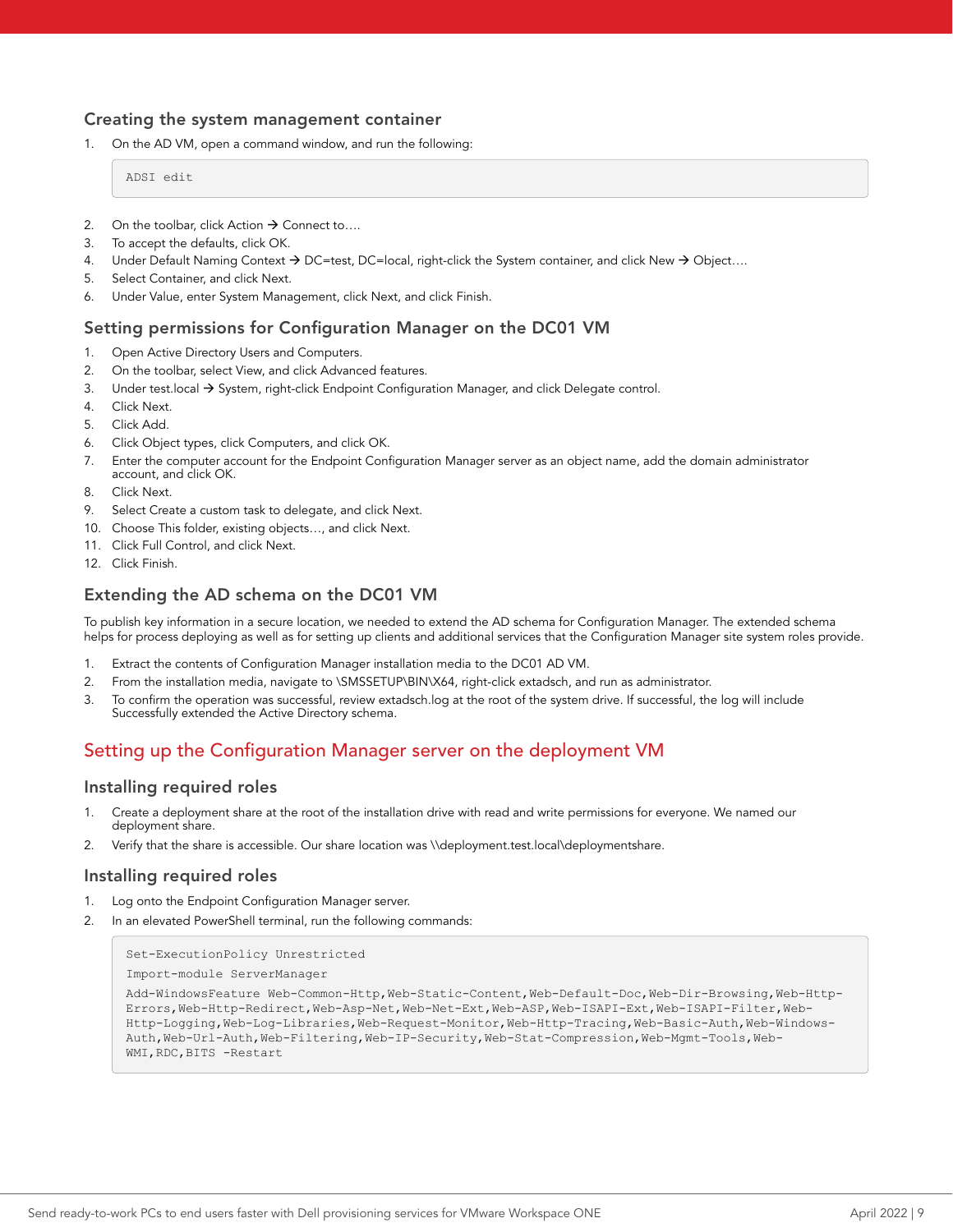### Creating the system management container

1. On the AD VM, open a command window, and run the following:

```
ADSI edit
```

2. On the toolbar, click Action → Connect to….
3. To accept the defaults, click OK.
4. Under Default Naming Context → DC=test, DC=local, right-click the System container, and click New → Object….
5. Select Container, and click Next.
6. Under Value, enter System Management, click Next, and click Finish.

### Setting permissions for Configuration Manager on the DC01 VM

1. Open Active Directory Users and Computers.
2. On the toolbar, select View, and click Advanced features.
3. Under test.local → System, right-click Endpoint Configuration Manager, and click Delegate control.
4. Click Next.
5. Click Add.
6. Click Object types, click Computers, and click OK.
7. Enter the computer account for the Endpoint Configuration Manager server as an object name, add the domain administrator account, and click OK.
8. Click Next.
9. Select Create a custom task to delegate, and click Next.
10. Choose This folder, existing objects…, and click Next.
11. Click Full Control, and click Next.
12. Click Finish.

### Extending the AD schema on the DC01 VM

To publish key information in a secure location, we needed to extend the AD schema for Configuration Manager. The extended schema helps for process deploying as well as for setting up clients and additional services that the Configuration Manager site system roles provide.

1. Extract the contents of Configuration Manager installation media to the DC01 AD VM.
2. From the installation media, navigate to \SMSSETUP\BIN\X64, right-click extadsch, and run as administrator.
3. To confirm the operation was successful, review extadsch.log at the root of the system drive. If successful, the log will include Successfully extended the Active Directory schema.

## Setting up the Configuration Manager server on the deployment VM

### Installing required roles

1. Create a deployment share at the root of the installation drive with read and write permissions for everyone. We named our deployment share.
2. Verify that the share is accessible. Our share location was \\deployment.test.local\deploymentshare.

### Installing required roles

1. Log onto the Endpoint Configuration Manager server.
2. In an elevated PowerShell terminal, run the following commands:

```
Set-ExecutionPolicy Unrestricted
Import-module ServerManager
Add-WindowsFeature Web-Common-Http,Web-Static-Content,Web-Default-Doc,Web-Dir-Browsing,Web-Http-Errors,Web-Http-Redirect,Web-Asp-Net,Web-Net-Ext,Web-ASP,Web-ISAPI-Ext,Web-ISAPI-Filter,Web-Http-Logging,Web-Log-Libraries,Web-Request-Monitor,Web-Http-Tracing,Web-Basic-Auth,Web-Windows-Auth,Web-Url-Auth,Web-Filtering,Web-IP-Security,Web-Stat-Compression,Web-Mgmt-Tools,Web-WMI,RDC,BITS -Restart
```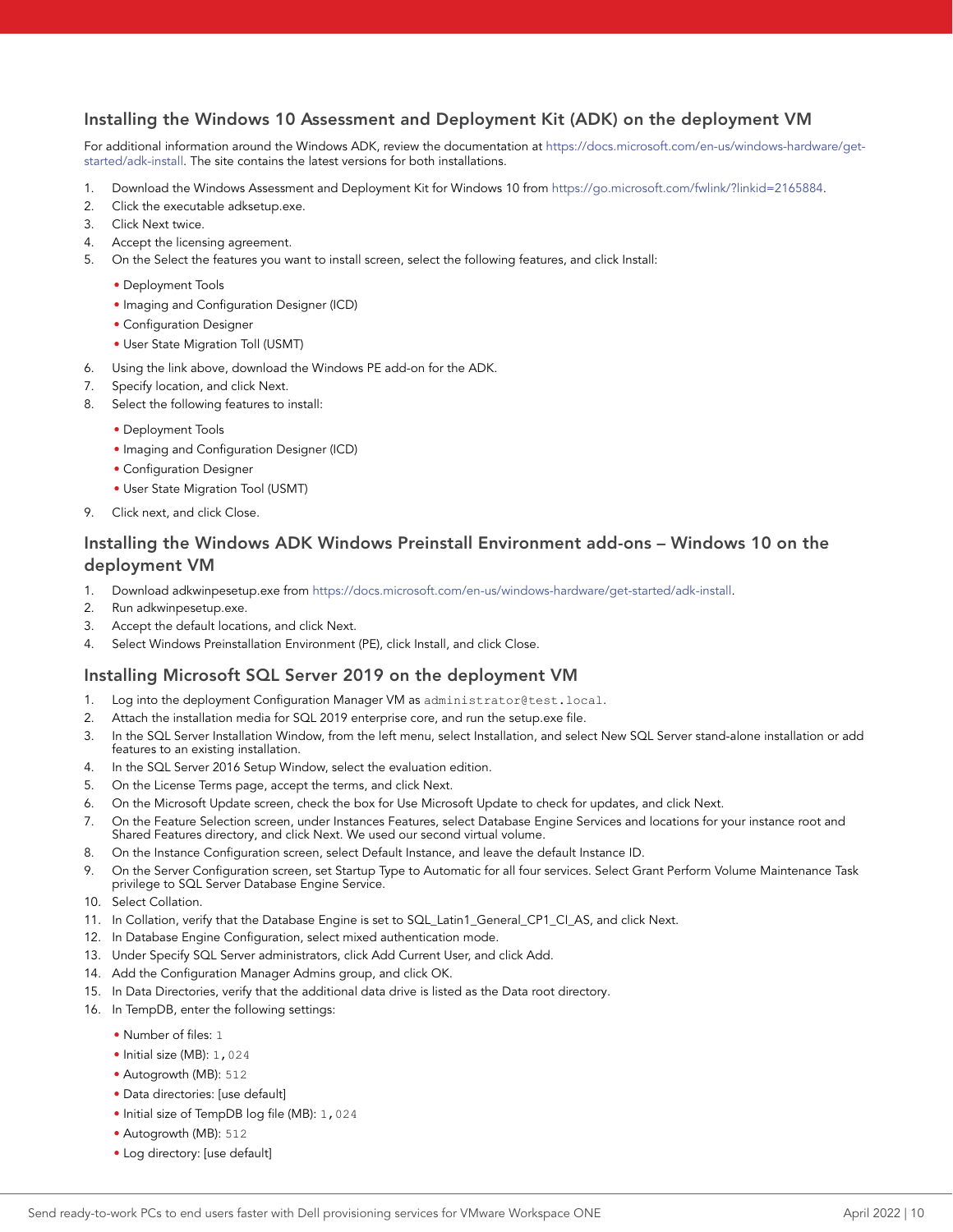### Installing the Windows 10 Assessment and Deployment Kit (ADK) on the deployment VM

For additional information around the Windows ADK, review the documentation at https://docs.microsoft.com/en-us/windows-hardware/get-started/adk-install. The site contains the latest versions for both installations.

1. Download the Windows Assessment and Deployment Kit for Windows 10 from https://go.microsoft.com/fwlink/?linkid=2165884.
2. Click the executable adksetup.exe.
3. Click Next twice.
4. Accept the licensing agreement.
5. On the Select the features you want to install screen, select the following features, and click Install:
   - Deployment Tools
   - Imaging and Configuration Designer (ICD)
   - Configuration Designer
   - User State Migration Toll (USMT)
6. Using the link above, download the Windows PE add-on for the ADK.
7. Specify location, and click Next.
8. Select the following features to install:
   - Deployment Tools
   - Imaging and Configuration Designer (ICD)
   - Configuration Designer
   - User State Migration Tool (USMT)
9. Click next, and click Close.

### Installing the Windows ADK Windows Preinstall Environment add-ons – Windows 10 on the deployment VM

1. Download adkwinpesetup.exe from https://docs.microsoft.com/en-us/windows-hardware/get-started/adk-install.
2. Run adkwinpesetup.exe.
3. Accept the default locations, and click Next.
4. Select Windows Preinstallation Environment (PE), click Install, and click Close.

### Installing Microsoft SQL Server 2019 on the deployment VM

1. Log into the deployment Configuration Manager VM as `administrator@test.local`.
2. Attach the installation media for SQL 2019 enterprise core, and run the setup.exe file.
3. In the SQL Server Installation Window, from the left menu, select Installation, and select New SQL Server stand-alone installation or add features to an existing installation.
4. In the SQL Server 2016 Setup Window, select the evaluation edition.
5. On the License Terms page, accept the terms, and click Next.
6. On the Microsoft Update screen, check the box for Use Microsoft Update to check for updates, and click Next.
7. On the Feature Selection screen, under Instances Features, select Database Engine Services and locations for your instance root and Shared Features directory, and click Next. We used our second virtual volume.
8. On the Instance Configuration screen, select Default Instance, and leave the default Instance ID.
9. On the Server Configuration screen, set Startup Type to Automatic for all four services. Select Grant Perform Volume Maintenance Task privilege to SQL Server Database Engine Service.
10. Select Collation.
11. In Collation, verify that the Database Engine is set to SQL_Latin1_General_CP1_CI_AS, and click Next.
12. In Database Engine Configuration, select mixed authentication mode.
13. Under Specify SQL Server administrators, click Add Current User, and click Add.
14. Add the Configuration Manager Admins group, and click OK.
15. In Data Directories, verify that the additional data drive is listed as the Data root directory.
16. In TempDB, enter the following settings:
    - Number of files: `1`
    - Initial size (MB): `1,024`
    - Autogrowth (MB): `512`
    - Data directories: [use default]
    - Initial size of TempDB log file (MB): `1,024`
    - Autogrowth (MB): `512`
    - Log directory: [use default]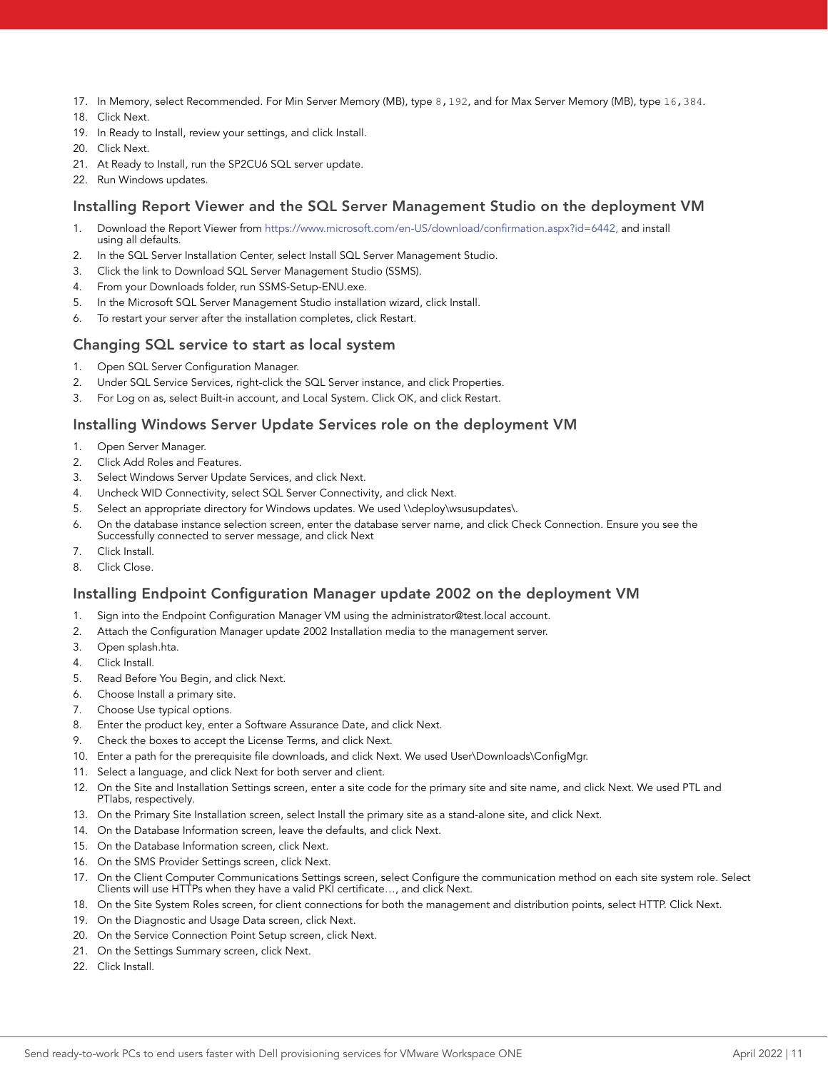17. In Memory, select Recommended. For Min Server Memory (MB), type `8,192`, and for Max Server Memory (MB), type `16,384`.
18. Click Next.
19. In Ready to Install, review your settings, and click Install.
20. Click Next.
21. At Ready to Install, run the SP2CU6 SQL server update.
22. Run Windows updates.

## Installing Report Viewer and the SQL Server Management Studio on the deployment VM

1. Download the Report Viewer from https://www.microsoft.com/en-US/download/confirmation.aspx?id=6442, and install using all defaults.
2. In the SQL Server Installation Center, select Install SQL Server Management Studio.
3. Click the link to Download SQL Server Management Studio (SSMS).
4. From your Downloads folder, run SSMS-Setup-ENU.exe.
5. In the Microsoft SQL Server Management Studio installation wizard, click Install.
6. To restart your server after the installation completes, click Restart.

## Changing SQL service to start as local system

1. Open SQL Server Configuration Manager.
2. Under SQL Service Services, right-click the SQL Server instance, and click Properties.
3. For Log on as, select Built-in account, and Local System. Click OK, and click Restart.

## Installing Windows Server Update Services role on the deployment VM

1. Open Server Manager.
2. Click Add Roles and Features.
3. Select Windows Server Update Services, and click Next.
4. Uncheck WID Connectivity, select SQL Server Connectivity, and click Next.
5. Select an appropriate directory for Windows updates. We used \\deploy\wsusupdates\.
6. On the database instance selection screen, enter the database server name, and click Check Connection. Ensure you see the Successfully connected to server message, and click Next
7. Click Install.
8. Click Close.

## Installing Endpoint Configuration Manager update 2002 on the deployment VM

1. Sign into the Endpoint Configuration Manager VM using the administrator@test.local account.
2. Attach the Configuration Manager update 2002 Installation media to the management server.
3. Open splash.hta.
4. Click Install.
5. Read Before You Begin, and click Next.
6. Choose Install a primary site.
7. Choose Use typical options.
8. Enter the product key, enter a Software Assurance Date, and click Next.
9. Check the boxes to accept the License Terms, and click Next.
10. Enter a path for the prerequisite file downloads, and click Next. We used User\Downloads\ConfigMgr.
11. Select a language, and click Next for both server and client.
12. On the Site and Installation Settings screen, enter a site code for the primary site and site name, and click Next. We used PTL and PTlabs, respectively.
13. On the Primary Site Installation screen, select Install the primary site as a stand-alone site, and click Next.
14. On the Database Information screen, leave the defaults, and click Next.
15. On the Database Information screen, click Next.
16. On the SMS Provider Settings screen, click Next.
17. On the Client Computer Communications Settings screen, select Configure the communication method on each site system role. Select Clients will use HTTPs when they have a valid PKI certificate…, and click Next.
18. On the Site System Roles screen, for client connections for both the management and distribution points, select HTTP. Click Next.
19. On the Diagnostic and Usage Data screen, click Next.
20. On the Service Connection Point Setup screen, click Next.
21. On the Settings Summary screen, click Next.
22. Click Install.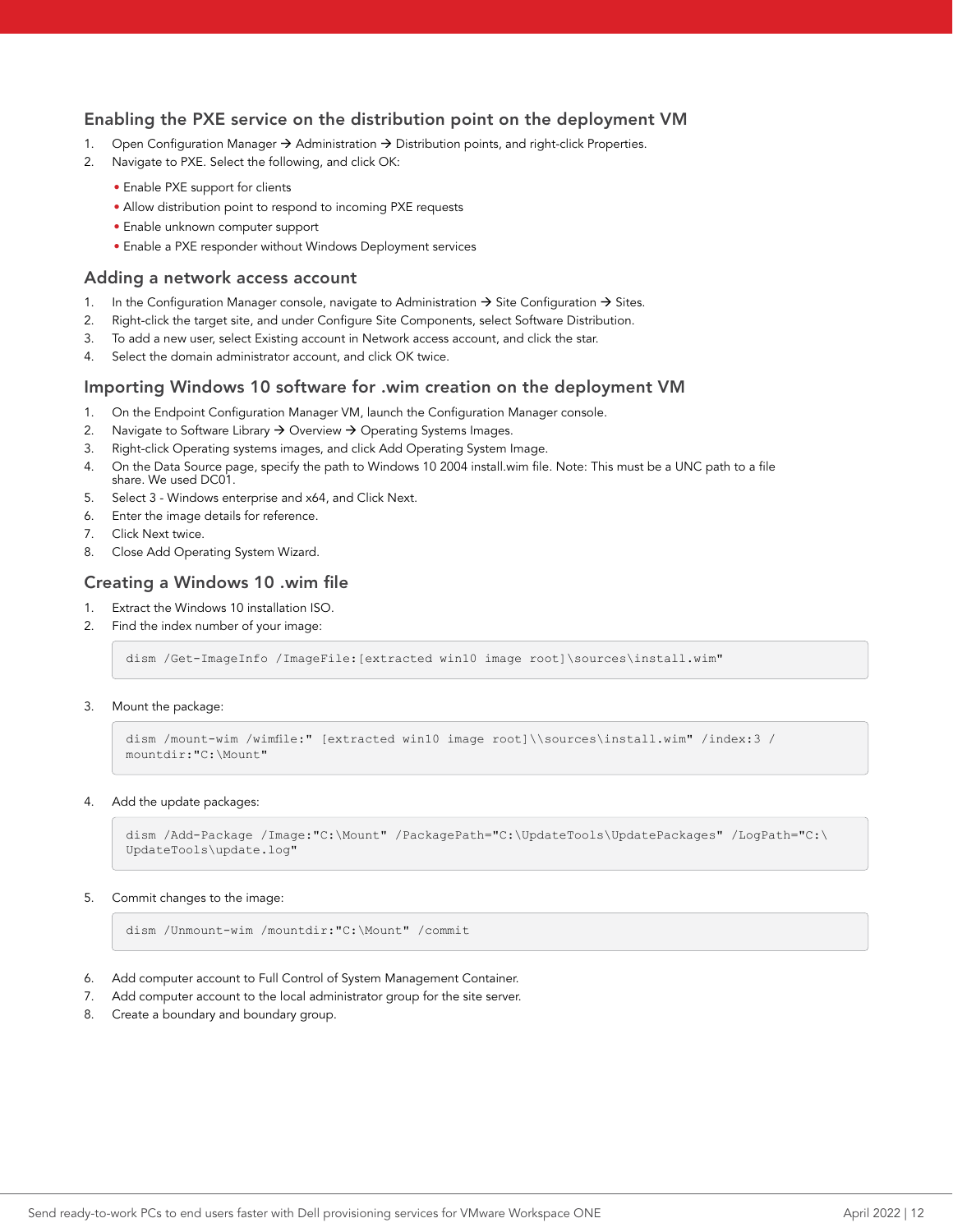## Enabling the PXE service on the distribution point on the deployment VM

1. Open Configuration Manager → Administration → Distribution points, and right-click Properties.
2. Navigate to PXE. Select the following, and click OK:
   - Enable PXE support for clients
   - Allow distribution point to respond to incoming PXE requests
   - Enable unknown computer support
   - Enable a PXE responder without Windows Deployment services

## Adding a network access account

1. In the Configuration Manager console, navigate to Administration → Site Configuration → Sites.
2. Right-click the target site, and under Configure Site Components, select Software Distribution.
3. To add a new user, select Existing account in Network access account, and click the star.
4. Select the domain administrator account, and click OK twice.

## Importing Windows 10 software for .wim creation on the deployment VM

1. On the Endpoint Configuration Manager VM, launch the Configuration Manager console.
2. Navigate to Software Library → Overview → Operating Systems Images.
3. Right-click Operating systems images, and click Add Operating System Image.
4. On the Data Source page, specify the path to Windows 10 2004 install.wim file. Note: This must be a UNC path to a file share. We used DC01.
5. Select 3 - Windows enterprise and x64, and Click Next.
6. Enter the image details for reference.
7. Click Next twice.
8. Close Add Operating System Wizard.

## Creating a Windows 10 .wim file

1. Extract the Windows 10 installation ISO.
2. Find the index number of your image:

```
dism /Get-ImageInfo /ImageFile:[extracted win10 image root]\sources\install.wim"
```

3. Mount the package:

```
dism /mount-wim /wimfile:" [extracted win10 image root]\\sources\install.wim" /index:3 /
mountdir:"C:\Mount"
```

4. Add the update packages:

```
dism /Add-Package /Image:"C:\Mount" /PackagePath="C:\UpdateTools\UpdatePackages" /LogPath="C:\
UpdateTools\update.log"
```

5. Commit changes to the image:

```
dism /Unmount-wim /mountdir:"C:\Mount" /commit
```

6. Add computer account to Full Control of System Management Container.
7. Add computer account to the local administrator group for the site server.
8. Create a boundary and boundary group.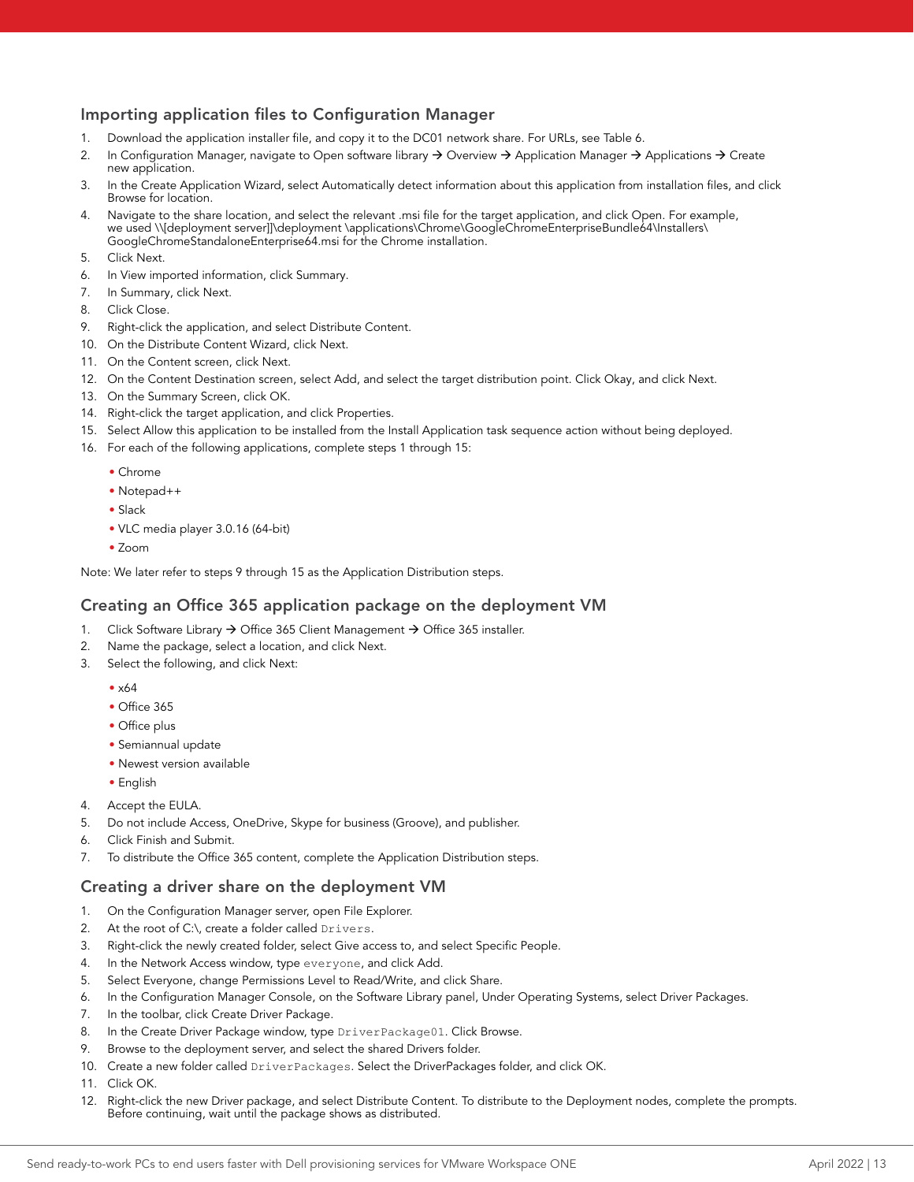### Importing application files to Configuration Manager

1. Download the application installer file, and copy it to the DC01 network share. For URLs, see Table 6.
2. In Configuration Manager, navigate to Open software library → Overview → Application Manager → Applications → Create new application.
3. In the Create Application Wizard, select Automatically detect information about this application from installation files, and click Browse for location.
4. Navigate to the share location, and select the relevant .msi file for the target application, and click Open. For example, we used \\[deployment server]]\deployment \applications\Chrome\GoogleChromeEnterpriseBundle64\Installers\GoogleChromeStandaloneEnterprise64.msi for the Chrome installation.
5. Click Next.
6. In View imported information, click Summary.
7. In Summary, click Next.
8. Click Close.
9. Right-click the application, and select Distribute Content.
10. On the Distribute Content Wizard, click Next.
11. On the Content screen, click Next.
12. On the Content Destination screen, select Add, and select the target distribution point. Click Okay, and click Next.
13. On the Summary Screen, click OK.
14. Right-click the target application, and click Properties.
15. Select Allow this application to be installed from the Install Application task sequence action without being deployed.
16. For each of the following applications, complete steps 1 through 15:
    - Chrome
    - Notepad++
    - Slack
    - VLC media player 3.0.16 (64-bit)
    - Zoom

Note: We later refer to steps 9 through 15 as the Application Distribution steps.

### Creating an Office 365 application package on the deployment VM

1. Click Software Library → Office 365 Client Management → Office 365 installer.
2. Name the package, select a location, and click Next.
3. Select the following, and click Next:
    - x64
    - Office 365
    - Office plus
    - Semiannual update
    - Newest version available
    - English
4. Accept the EULA.
5. Do not include Access, OneDrive, Skype for business (Groove), and publisher.
6. Click Finish and Submit.
7. To distribute the Office 365 content, complete the Application Distribution steps.

### Creating a driver share on the deployment VM

1. On the Configuration Manager server, open File Explorer.
2. At the root of C:\, create a folder called `Drivers`.
3. Right-click the newly created folder, select Give access to, and select Specific People.
4. In the Network Access window, type `everyone`, and click Add.
5. Select Everyone, change Permissions Level to Read/Write, and click Share.
6. In the Configuration Manager Console, on the Software Library panel, Under Operating Systems, select Driver Packages.
7. In the toolbar, click Create Driver Package.
8. In the Create Driver Package window, type `DriverPackage01`. Click Browse.
9. Browse to the deployment server, and select the shared Drivers folder.
10. Create a new folder called `DriverPackages`. Select the DriverPackages folder, and click OK.
11. Click OK.
12. Right-click the new Driver package, and select Distribute Content. To distribute to the Deployment nodes, complete the prompts. Before continuing, wait until the package shows as distributed.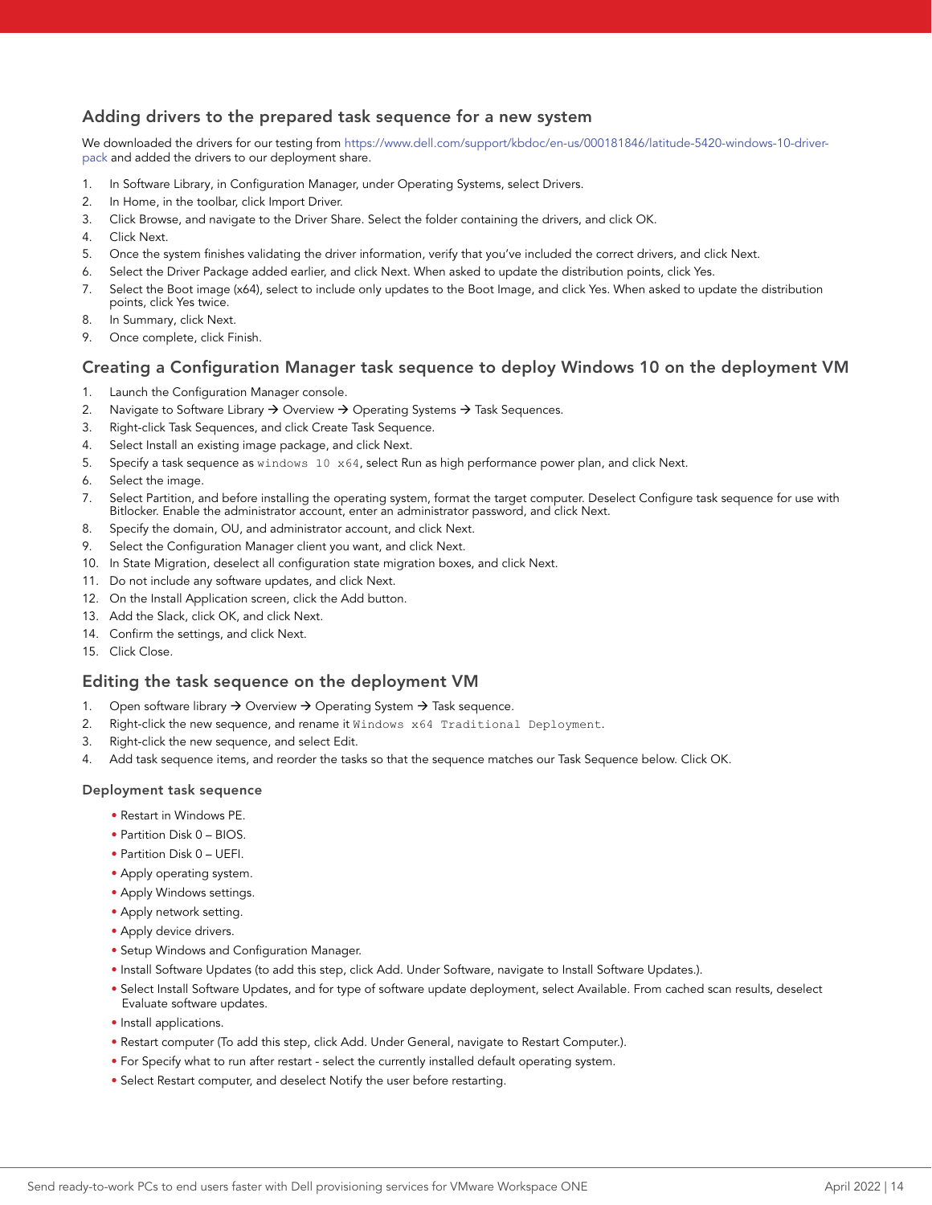## Adding drivers to the prepared task sequence for a new system

We downloaded the drivers for our testing from https://www.dell.com/support/kbdoc/en-us/000181846/latitude-5420-windows-10-driver-pack and added the drivers to our deployment share.

1. In Software Library, in Configuration Manager, under Operating Systems, select Drivers.
2. In Home, in the toolbar, click Import Driver.
3. Click Browse, and navigate to the Driver Share. Select the folder containing the drivers, and click OK.
4. Click Next.
5. Once the system finishes validating the driver information, verify that you've included the correct drivers, and click Next.
6. Select the Driver Package added earlier, and click Next. When asked to update the distribution points, click Yes.
7. Select the Boot image (x64), select to include only updates to the Boot Image, and click Yes. When asked to update the distribution points, click Yes twice.
8. In Summary, click Next.
9. Once complete, click Finish.

## Creating a Configuration Manager task sequence to deploy Windows 10 on the deployment VM

1. Launch the Configuration Manager console.
2. Navigate to Software Library → Overview → Operating Systems → Task Sequences.
3. Right-click Task Sequences, and click Create Task Sequence.
4. Select Install an existing image package, and click Next.
5. Specify a task sequence as `windows 10 x64`, select Run as high performance power plan, and click Next.
6. Select the image.
7. Select Partition, and before installing the operating system, format the target computer. Deselect Configure task sequence for use with Bitlocker. Enable the administrator account, enter an administrator password, and click Next.
8. Specify the domain, OU, and administrator account, and click Next.
9. Select the Configuration Manager client you want, and click Next.
10. In State Migration, deselect all configuration state migration boxes, and click Next.
11. Do not include any software updates, and click Next.
12. On the Install Application screen, click the Add button.
13. Add the Slack, click OK, and click Next.
14. Confirm the settings, and click Next.
15. Click Close.

## Editing the task sequence on the deployment VM

1. Open software library → Overview → Operating System → Task sequence.
2. Right-click the new sequence, and rename it `Windows x64 Traditional Deployment`.
3. Right-click the new sequence, and select Edit.
4. Add task sequence items, and reorder the tasks so that the sequence matches our Task Sequence below. Click OK.

### Deployment task sequence

- Restart in Windows PE.
- Partition Disk 0 – BIOS.
- Partition Disk 0 – UEFI.
- Apply operating system.
- Apply Windows settings.
- Apply network setting.
- Apply device drivers.
- Setup Windows and Configuration Manager.
- Install Software Updates (to add this step, click Add. Under Software, navigate to Install Software Updates.).
- Select Install Software Updates, and for type of software update deployment, select Available. From cached scan results, deselect Evaluate software updates.
- Install applications.
- Restart computer (To add this step, click Add. Under General, navigate to Restart Computer.).
- For Specify what to run after restart - select the currently installed default operating system.
- Select Restart computer, and deselect Notify the user before restarting.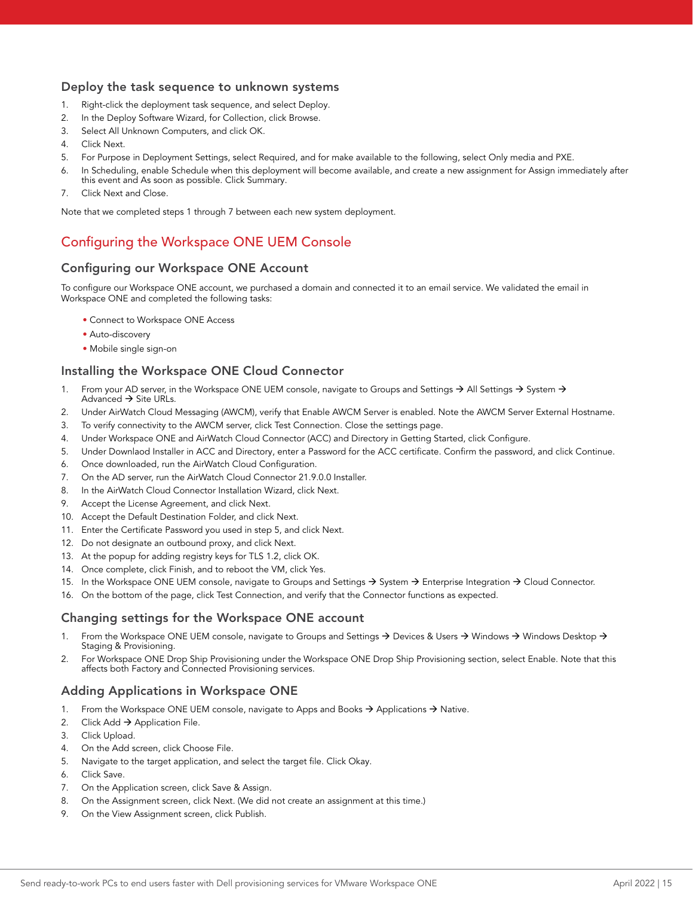### Deploy the task sequence to unknown systems

1. Right-click the deployment task sequence, and select Deploy.
2. In the Deploy Software Wizard, for Collection, click Browse.
3. Select All Unknown Computers, and click OK.
4. Click Next.
5. For Purpose in Deployment Settings, select Required, and for make available to the following, select Only media and PXE.
6. In Scheduling, enable Schedule when this deployment will become available, and create a new assignment for Assign immediately after this event and As soon as possible. Click Summary.
7. Click Next and Close.

Note that we completed steps 1 through 7 between each new system deployment.

## Configuring the Workspace ONE UEM Console

### Configuring our Workspace ONE Account

To configure our Workspace ONE account, we purchased a domain and connected it to an email service. We validated the email in Workspace ONE and completed the following tasks:

- Connect to Workspace ONE Access
- Auto-discovery
- Mobile single sign-on

### Installing the Workspace ONE Cloud Connector

1. From your AD server, in the Workspace ONE UEM console, navigate to Groups and Settings → All Settings → System → Advanced → Site URLs.
2. Under AirWatch Cloud Messaging (AWCM), verify that Enable AWCM Server is enabled. Note the AWCM Server External Hostname.
3. To verify connectivity to the AWCM server, click Test Connection. Close the settings page.
4. Under Workspace ONE and AirWatch Cloud Connector (ACC) and Directory in Getting Started, click Configure.
5. Under Downlaod Installer in ACC and Directory, enter a Password for the ACC certificate. Confirm the password, and click Continue.
6. Once downloaded, run the AirWatch Cloud Configuration.
7. On the AD server, run the AirWatch Cloud Connector 21.9.0.0 Installer.
8. In the AirWatch Cloud Connector Installation Wizard, click Next.
9. Accept the License Agreement, and click Next.
10. Accept the Default Destination Folder, and click Next.
11. Enter the Certificate Password you used in step 5, and click Next.
12. Do not designate an outbound proxy, and click Next.
13. At the popup for adding registry keys for TLS 1.2, click OK.
14. Once complete, click Finish, and to reboot the VM, click Yes.
15. In the Workspace ONE UEM console, navigate to Groups and Settings → System → Enterprise Integration → Cloud Connector.
16. On the bottom of the page, click Test Connection, and verify that the Connector functions as expected.

### Changing settings for the Workspace ONE account

1. From the Workspace ONE UEM console, navigate to Groups and Settings → Devices & Users → Windows → Windows Desktop → Staging & Provisioning.
2. For Workspace ONE Drop Ship Provisioning under the Workspace ONE Drop Ship Provisioning section, select Enable. Note that this affects both Factory and Connected Provisioning services.

### Adding Applications in Workspace ONE

1. From the Workspace ONE UEM console, navigate to Apps and Books → Applications → Native.
2. Click Add → Application File.
3. Click Upload.
4. On the Add screen, click Choose File.
5. Navigate to the target application, and select the target file. Click Okay.
6. Click Save.
7. On the Application screen, click Save & Assign.
8. On the Assignment screen, click Next. (We did not create an assignment at this time.)
9. On the View Assignment screen, click Publish.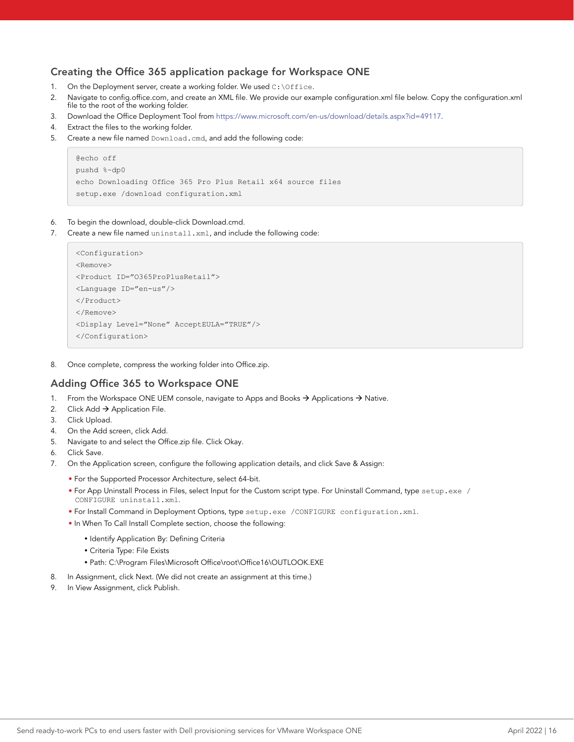## Creating the Office 365 application package for Workspace ONE

1. On the Deployment server, create a working folder. We used `C:\Office`.
2. Navigate to config.office.com, and create an XML file. We provide our example configuration.xml file below. Copy the configuration.xml file to the root of the working folder.
3. Download the Office Deployment Tool from https://www.microsoft.com/en-us/download/details.aspx?id=49117.
4. Extract the files to the working folder.
5. Create a new file named `Download.cmd`, and add the following code:

```
@echo off
pushd %~dp0
echo Downloading Office 365 Pro Plus Retail x64 source files
setup.exe /download configuration.xml
```

6. To begin the download, double-click Download.cmd.
7. Create a new file named `uninstall.xml`, and include the following code:

```
<Configuration>
<Remove>
<Product ID="O365ProPlusRetail">
<Language ID="en-us"/>
</Product>
</Remove>
<Display Level="None" AcceptEULA="TRUE"/>
</Configuration>
```

8. Once complete, compress the working folder into Office.zip.

## Adding Office 365 to Workspace ONE

1. From the Workspace ONE UEM console, navigate to Apps and Books → Applications → Native.
2. Click Add → Application File.
3. Click Upload.
4. On the Add screen, click Add.
5. Navigate to and select the Office.zip file. Click Okay.
6. Click Save.
7. On the Application screen, configure the following application details, and click Save & Assign:
   - For the Supported Processor Architecture, select 64-bit.
   - For App Uninstall Process in Files, select Input for the Custom script type. For Uninstall Command, type `setup.exe /CONFIGURE uninstall.xml`.
   - For Install Command in Deployment Options, type `setup.exe /CONFIGURE configuration.xml`.
   - In When To Call Install Complete section, choose the following:
     - Identify Application By: Defining Criteria
     - Criteria Type: File Exists
     - Path: C:\Program Files\Microsoft Office\root\Office16\OUTLOOK.EXE
8. In Assignment, click Next. (We did not create an assignment at this time.)
9. In View Assignment, click Publish.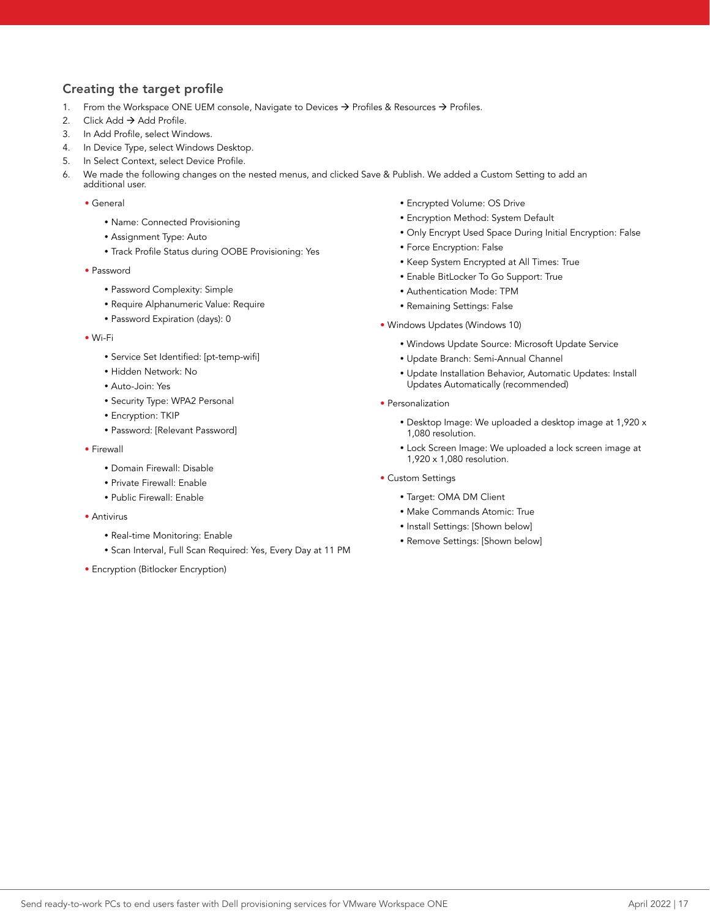## Creating the target profile

1. From the Workspace ONE UEM console, Navigate to Devices → Profiles & Resources → Profiles.
2. Click Add → Add Profile.
3. In Add Profile, select Windows.
4. In Device Type, select Windows Desktop.
5. In Select Context, select Device Profile.
6. We made the following changes on the nested menus, and clicked Save & Publish. We added a Custom Setting to add an additional user.

- General
  - Name: Connected Provisioning
  - Assignment Type: Auto
  - Track Profile Status during OOBE Provisioning: Yes
- Password
  - Password Complexity: Simple
  - Require Alphanumeric Value: Require
  - Password Expiration (days): 0
- Wi-Fi
  - Service Set Identified: [pt-temp-wifi]
  - Hidden Network: No
  - Auto-Join: Yes
  - Security Type: WPA2 Personal
  - Encryption: TKIP
  - Password: [Relevant Password]
- Firewall
  - Domain Firewall: Disable
  - Private Firewall: Enable
  - Public Firewall: Enable
- Antivirus
  - Real-time Monitoring: Enable
  - Scan Interval, Full Scan Required: Yes, Every Day at 11 PM
- Encryption (Bitlocker Encryption)
  - Encrypted Volume: OS Drive
  - Encryption Method: System Default
  - Only Encrypt Used Space During Initial Encryption: False
  - Force Encryption: False
  - Keep System Encrypted at All Times: True
  - Enable BitLocker To Go Support: True
  - Authentication Mode: TPM
  - Remaining Settings: False
- Windows Updates (Windows 10)
  - Windows Update Source: Microsoft Update Service
  - Update Branch: Semi-Annual Channel
  - Update Installation Behavior, Automatic Updates: Install Updates Automatically (recommended)
- Personalization
  - Desktop Image: We uploaded a desktop image at 1,920 x 1,080 resolution.
  - Lock Screen Image: We uploaded a lock screen image at 1,920 x 1,080 resolution.
- Custom Settings
  - Target: OMA DM Client
  - Make Commands Atomic: True
  - Install Settings: [Shown below]
  - Remove Settings: [Shown below]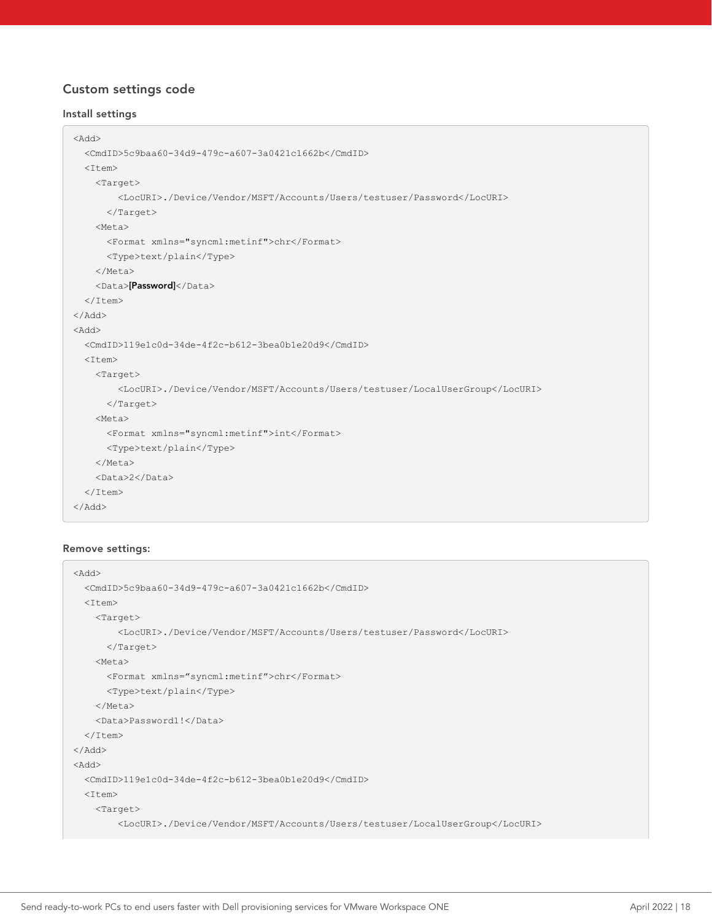### Custom settings code

#### Install settings

```
<Add>
  <CmdID>5c9baa60-34d9-479c-a607-3a0421c1662b</CmdID>
  <Item>
    <Target>
        <LocURI>./Device/Vendor/MSFT/Accounts/Users/testuser/Password</LocURI>
      </Target>
    <Meta>
      <Format xmlns="syncml:metinf">chr</Format>
      <Type>text/plain</Type>
    </Meta>
    <Data>[Password]</Data>
  </Item>
</Add>
<Add>
  <CmdID>119e1c0d-34de-4f2c-b612-3bea0b1e20d9</CmdID>
  <Item>
    <Target>
        <LocURI>./Device/Vendor/MSFT/Accounts/Users/testuser/LocalUserGroup</LocURI>
      </Target>
    <Meta>
      <Format xmlns="syncml:metinf">int</Format>
      <Type>text/plain</Type>
    </Meta>
    <Data>2</Data>
  </Item>
</Add>
```

#### Remove settings:

```
<Add>
  <CmdID>5c9baa60-34d9-479c-a607-3a0421c1662b</CmdID>
  <Item>
    <Target>
        <LocURI>./Device/Vendor/MSFT/Accounts/Users/testuser/Password</LocURI>
      </Target>
    <Meta>
      <Format xmlns="syncml:metinf">chr</Format>
      <Type>text/plain</Type>
    </Meta>
    <Data>Password1!</Data>
  </Item>
</Add>
<Add>
  <CmdID>119e1c0d-34de-4f2c-b612-3bea0b1e20d9</CmdID>
  <Item>
    <Target>
        <LocURI>./Device/Vendor/MSFT/Accounts/Users/testuser/LocalUserGroup</LocURI>
```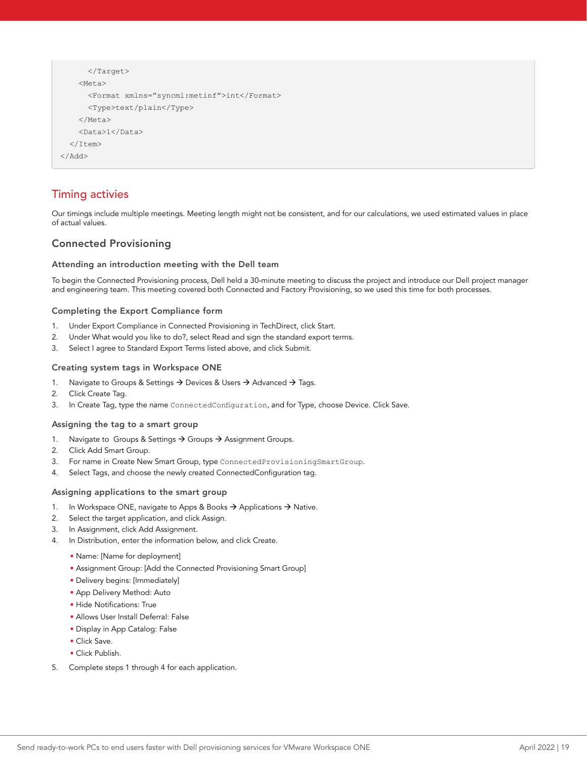```
      </Target>
    <Meta>
      <Format xmlns="syncml:metinf">int</Format>
      <Type>text/plain</Type>
    </Meta>
    <Data>1</Data>
  </Item>
</Add>
```

## Timing activies

Our timings include multiple meetings. Meeting length might not be consistent, and for our calculations, we used estimated values in place of actual values.

### Connected Provisioning

#### Attending an introduction meeting with the Dell team

To begin the Connected Provisioning process, Dell held a 30-minute meeting to discuss the project and introduce our Dell project manager and engineering team. This meeting covered both Connected and Factory Provisioning, so we used this time for both processes.

#### Completing the Export Compliance form

1. Under Export Compliance in Connected Provisioning in TechDirect, click Start.
2. Under What would you like to do?, select Read and sign the standard export terms.
3. Select I agree to Standard Export Terms listed above, and click Submit.

#### Creating system tags in Workspace ONE

1. Navigate to Groups & Settings → Devices & Users → Advanced → Tags.
2. Click Create Tag.
3. In Create Tag, type the name `ConnectedConfiguration`, and for Type, choose Device. Click Save.

#### Assigning the tag to a smart group

1. Navigate to Groups & Settings → Groups → Assignment Groups.
2. Click Add Smart Group.
3. For name in Create New Smart Group, type `ConnectedProvisioningSmartGroup`.
4. Select Tags, and choose the newly created ConnectedConfiguration tag.

#### Assigning applications to the smart group

1. In Workspace ONE, navigate to Apps & Books → Applications → Native.
2. Select the target application, and click Assign.
3. In Assignment, click Add Assignment.
4. In Distribution, enter the information below, and click Create.
   - Name: [Name for deployment]
   - Assignment Group: [Add the Connected Provisioning Smart Group]
   - Delivery begins: [Immediately]
   - App Delivery Method: Auto
   - Hide Notifications: True
   - Allows User Install Deferral: False
   - Display in App Catalog: False
   - Click Save.
   - Click Publish.
5. Complete steps 1 through 4 for each application.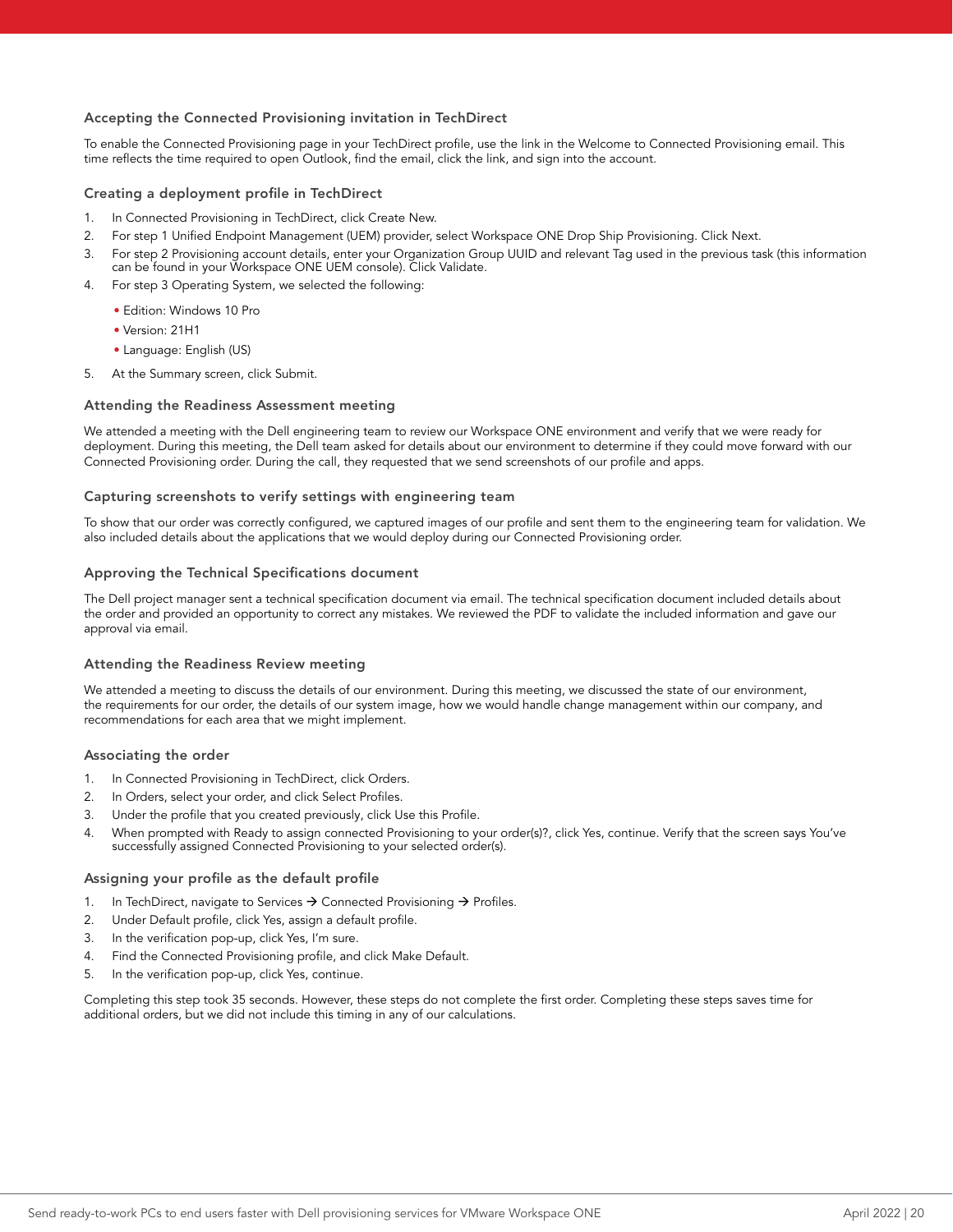### Accepting the Connected Provisioning invitation in TechDirect

To enable the Connected Provisioning page in your TechDirect profile, use the link in the Welcome to Connected Provisioning email. This time reflects the time required to open Outlook, find the email, click the link, and sign into the account.

### Creating a deployment profile in TechDirect

1. In Connected Provisioning in TechDirect, click Create New.
2. For step 1 Unified Endpoint Management (UEM) provider, select Workspace ONE Drop Ship Provisioning. Click Next.
3. For step 2 Provisioning account details, enter your Organization Group UUID and relevant Tag used in the previous task (this information can be found in your Workspace ONE UEM console). Click Validate.
4. For step 3 Operating System, we selected the following:
   - Edition: Windows 10 Pro
   - Version: 21H1
   - Language: English (US)
5. At the Summary screen, click Submit.

### Attending the Readiness Assessment meeting

We attended a meeting with the Dell engineering team to review our Workspace ONE environment and verify that we were ready for deployment. During this meeting, the Dell team asked for details about our environment to determine if they could move forward with our Connected Provisioning order. During the call, they requested that we send screenshots of our profile and apps.

### Capturing screenshots to verify settings with engineering team

To show that our order was correctly configured, we captured images of our profile and sent them to the engineering team for validation. We also included details about the applications that we would deploy during our Connected Provisioning order.

### Approving the Technical Specifications document

The Dell project manager sent a technical specification document via email. The technical specification document included details about the order and provided an opportunity to correct any mistakes. We reviewed the PDF to validate the included information and gave our approval via email.

### Attending the Readiness Review meeting

We attended a meeting to discuss the details of our environment. During this meeting, we discussed the state of our environment, the requirements for our order, the details of our system image, how we would handle change management within our company, and recommendations for each area that we might implement.

### Associating the order

1. In Connected Provisioning in TechDirect, click Orders.
2. In Orders, select your order, and click Select Profiles.
3. Under the profile that you created previously, click Use this Profile.
4. When prompted with Ready to assign connected Provisioning to your order(s)?, click Yes, continue. Verify that the screen says You've successfully assigned Connected Provisioning to your selected order(s).

### Assigning your profile as the default profile

1. In TechDirect, navigate to Services → Connected Provisioning → Profiles.
2. Under Default profile, click Yes, assign a default profile.
3. In the verification pop-up, click Yes, I'm sure.
4. Find the Connected Provisioning profile, and click Make Default.
5. In the verification pop-up, click Yes, continue.

Completing this step took 35 seconds. However, these steps do not complete the first order. Completing these steps saves time for additional orders, but we did not include this timing in any of our calculations.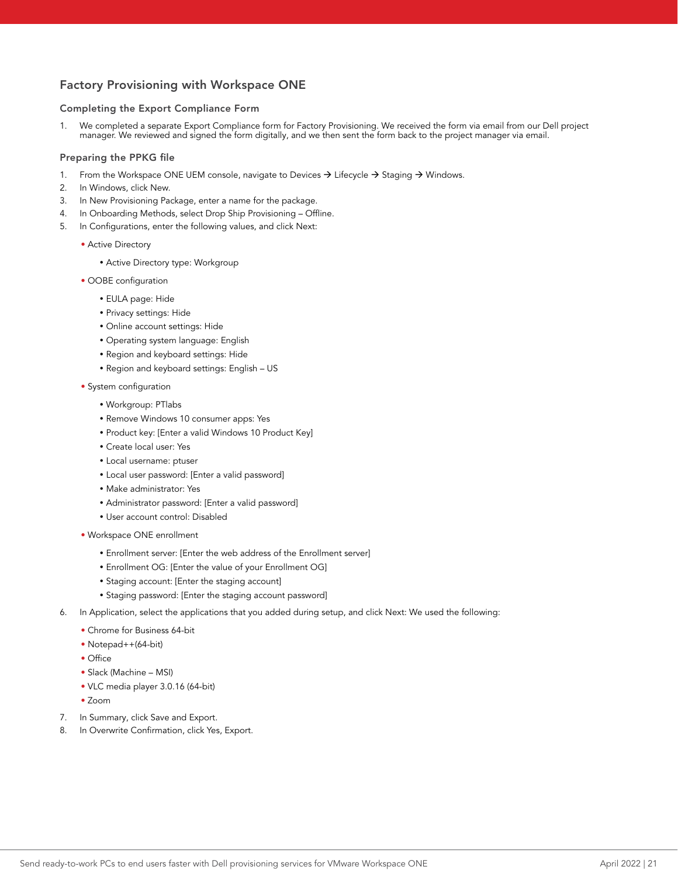## Factory Provisioning with Workspace ONE

### Completing the Export Compliance Form

1. We completed a separate Export Compliance form for Factory Provisioning. We received the form via email from our Dell project manager. We reviewed and signed the form digitally, and we then sent the form back to the project manager via email.

### Preparing the PPKG file

1. From the Workspace ONE UEM console, navigate to Devices → Lifecycle → Staging → Windows.
2. In Windows, click New.
3. In New Provisioning Package, enter a name for the package.
4. In Onboarding Methods, select Drop Ship Provisioning – Offline.
5. In Configurations, enter the following values, and click Next:
   - Active Directory
     - Active Directory type: Workgroup
   - OOBE configuration
     - EULA page: Hide
     - Privacy settings: Hide
     - Online account settings: Hide
     - Operating system language: English
     - Region and keyboard settings: Hide
     - Region and keyboard settings: English – US
   - System configuration
     - Workgroup: PTlabs
     - Remove Windows 10 consumer apps: Yes
     - Product key: [Enter a valid Windows 10 Product Key]
     - Create local user: Yes
     - Local username: ptuser
     - Local user password: [Enter a valid password]
     - Make administrator: Yes
     - Administrator password: [Enter a valid password]
     - User account control: Disabled
   - Workspace ONE enrollment
     - Enrollment server: [Enter the web address of the Enrollment server]
     - Enrollment OG: [Enter the value of your Enrollment OG]
     - Staging account: [Enter the staging account]
     - Staging password: [Enter the staging account password]
6. In Application, select the applications that you added during setup, and click Next: We used the following:
   - Chrome for Business 64-bit
   - Notepad++(64-bit)
   - Office
   - Slack (Machine – MSI)
   - VLC media player 3.0.16 (64-bit)
   - Zoom
7. In Summary, click Save and Export.
8. In Overwrite Confirmation, click Yes, Export.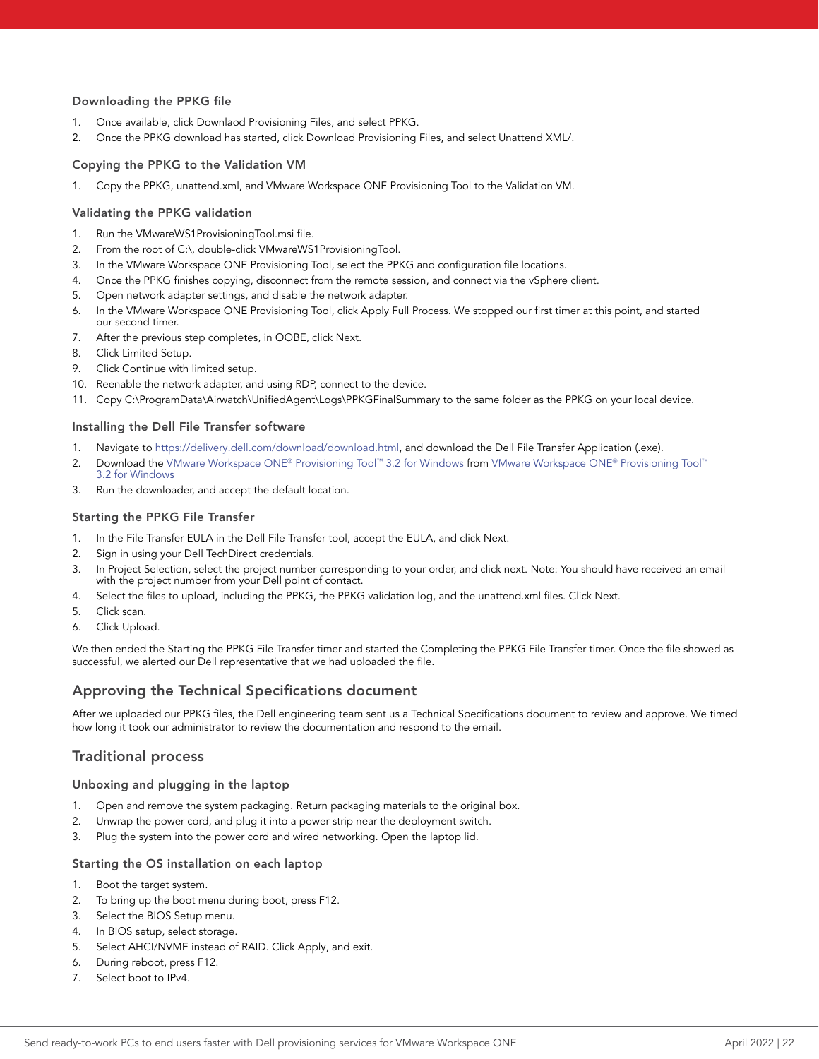### Downloading the PPKG file

1. Once available, click Downlaod Provisioning Files, and select PPKG.
2. Once the PPKG download has started, click Download Provisioning Files, and select Unattend XML/.

### Copying the PPKG to the Validation VM

1. Copy the PPKG, unattend.xml, and VMware Workspace ONE Provisioning Tool to the Validation VM.

### Validating the PPKG validation

1. Run the VMwareWS1ProvisioningTool.msi file.
2. From the root of C:\, double-click VMwareWS1ProvisioningTool.
3. In the VMware Workspace ONE Provisioning Tool, select the PPKG and configuration file locations.
4. Once the PPKG finishes copying, disconnect from the remote session, and connect via the vSphere client.
5. Open network adapter settings, and disable the network adapter.
6. In the VMware Workspace ONE Provisioning Tool, click Apply Full Process. We stopped our first timer at this point, and started our second timer.
7. After the previous step completes, in OOBE, click Next.
8. Click Limited Setup.
9. Click Continue with limited setup.
10. Reenable the network adapter, and using RDP, connect to the device.
11. Copy C:\ProgramData\Airwatch\UnifiedAgent\Logs\PPKGFinalSummary to the same folder as the PPKG on your local device.

### Installing the Dell File Transfer software

1. Navigate to https://delivery.dell.com/download/download.html, and download the Dell File Transfer Application (.exe).
2. Download the VMware Workspace ONE® Provisioning Tool™ 3.2 for Windows from VMware Workspace ONE® Provisioning Tool™ 3.2 for Windows
3. Run the downloader, and accept the default location.

### Starting the PPKG File Transfer

1. In the File Transfer EULA in the Dell File Transfer tool, accept the EULA, and click Next.
2. Sign in using your Dell TechDirect credentials.
3. In Project Selection, select the project number corresponding to your order, and click next. Note: You should have received an email with the project number from your Dell point of contact.
4. Select the files to upload, including the PPKG, the PPKG validation log, and the unattend.xml files. Click Next.
5. Click scan.
6. Click Upload.

We then ended the Starting the PPKG File Transfer timer and started the Completing the PPKG File Transfer timer. Once the file showed as successful, we alerted our Dell representative that we had uploaded the file.

## Approving the Technical Specifications document

After we uploaded our PPKG files, the Dell engineering team sent us a Technical Specifications document to review and approve. We timed how long it took our administrator to review the documentation and respond to the email.

## Traditional process

### Unboxing and plugging in the laptop

1. Open and remove the system packaging. Return packaging materials to the original box.
2. Unwrap the power cord, and plug it into a power strip near the deployment switch.
3. Plug the system into the power cord and wired networking. Open the laptop lid.

### Starting the OS installation on each laptop

1. Boot the target system.
2. To bring up the boot menu during boot, press F12.
3. Select the BIOS Setup menu.
4. In BIOS setup, select storage.
5. Select AHCI/NVME instead of RAID. Click Apply, and exit.
6. During reboot, press F12.
7. Select boot to IPv4.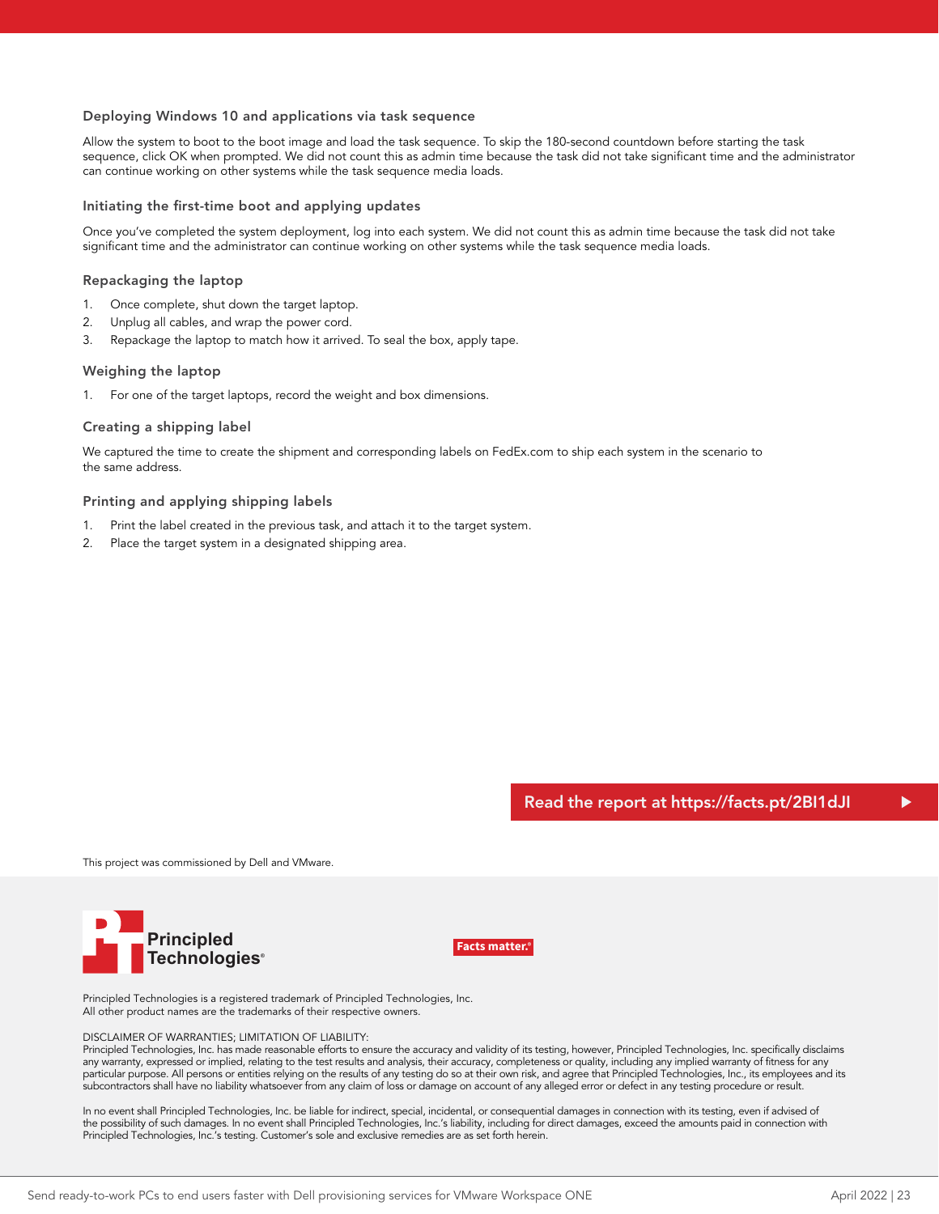### Deploying Windows 10 and applications via task sequence

Allow the system to boot to the boot image and load the task sequence. To skip the 180-second countdown before starting the task sequence, click OK when prompted. We did not count this as admin time because the task did not take significant time and the administrator can continue working on other systems while the task sequence media loads.

### Initiating the first-time boot and applying updates

Once you've completed the system deployment, log into each system. We did not count this as admin time because the task did not take significant time and the administrator can continue working on other systems while the task sequence media loads.

### Repackaging the laptop

1. Once complete, shut down the target laptop.
2. Unplug all cables, and wrap the power cord.
3. Repackage the laptop to match how it arrived. To seal the box, apply tape.

### Weighing the laptop

1. For one of the target laptops, record the weight and box dimensions.

### Creating a shipping label

We captured the time to create the shipment and corresponding labels on FedEx.com to ship each system in the scenario to the same address.

### Printing and applying shipping labels

1. Print the label created in the previous task, and attach it to the target system.
2. Place the target system in a designated shipping area.

Read the report at https://facts.pt/2BI1dJI

This project was commissioned by Dell and VMware.

Principled Technologies®

Facts matter.®

Principled Technologies is a registered trademark of Principled Technologies, Inc.
All other product names are the trademarks of their respective owners.

DISCLAIMER OF WARRANTIES; LIMITATION OF LIABILITY:
Principled Technologies, Inc. has made reasonable efforts to ensure the accuracy and validity of its testing, however, Principled Technologies, Inc. specifically disclaims any warranty, expressed or implied, relating to the test results and analysis, their accuracy, completeness or quality, including any implied warranty of fitness for any particular purpose. All persons or entities relying on the results of any testing do so at their own risk, and agree that Principled Technologies, Inc., its employees and its subcontractors shall have no liability whatsoever from any claim of loss or damage on account of any alleged error or defect in any testing procedure or result.

In no event shall Principled Technologies, Inc. be liable for indirect, special, incidental, or consequential damages in connection with its testing, even if advised of the possibility of such damages. In no event shall Principled Technologies, Inc.'s liability, including for direct damages, exceed the amounts paid in connection with Principled Technologies, Inc.'s testing. Customer's sole and exclusive remedies are as set forth herein.